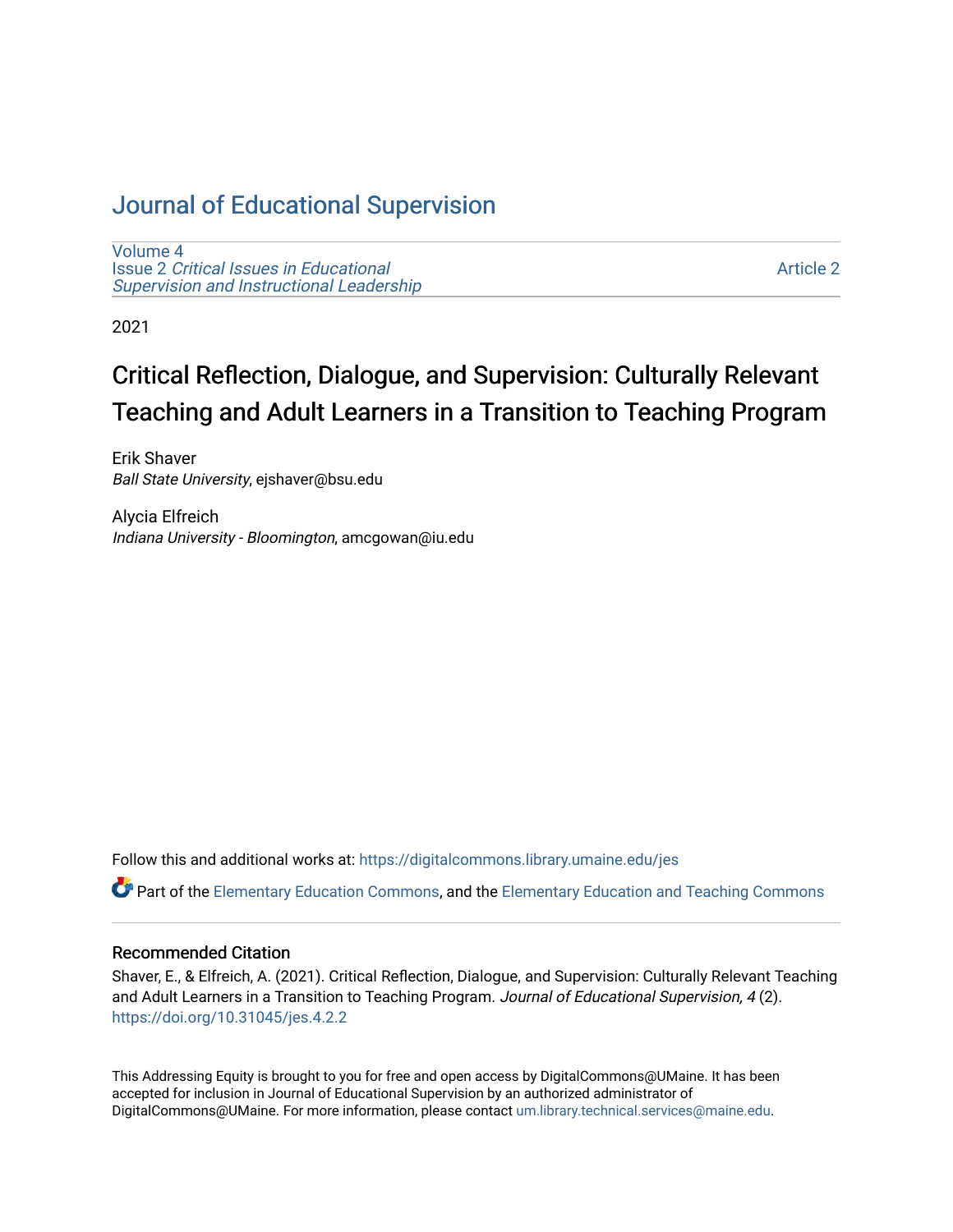# Journal of Educational Supervision

Volume 4
Issue 2 *Critical Issues in Educational Supervision and Instructional Leadership*

Article 2

2021

## Critical Reflection, Dialogue, and Supervision: Culturally Relevant Teaching and Adult Learners in a Transition to Teaching Program

Erik Shaver
*Ball State University*, ejshaver@bsu.edu

Alycia Elfreich
*Indiana University - Bloomington*, amcgowan@iu.edu

Follow this and additional works at: https://digitalcommons.library.umaine.edu/jes

Part of the Elementary Education Commons, and the Elementary Education and Teaching Commons

### Recommended Citation

Shaver, E., & Elfreich, A. (2021). Critical Reflection, Dialogue, and Supervision: Culturally Relevant Teaching and Adult Learners in a Transition to Teaching Program. *Journal of Educational Supervision, 4* (2). https://doi.org/10.31045/jes.4.2.2

This Addressing Equity is brought to you for free and open access by DigitalCommons@UMaine. It has been accepted for inclusion in Journal of Educational Supervision by an authorized administrator of DigitalCommons@UMaine. For more information, please contact um.library.technical.services@maine.edu.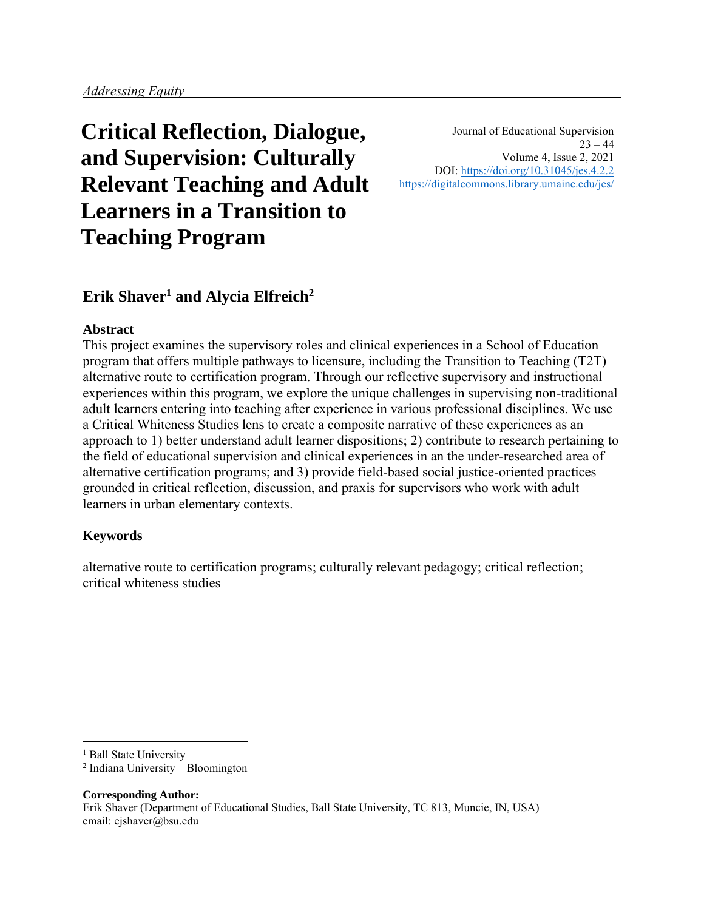*Addressing Equity*

# Critical Reflection, Dialogue, and Supervision: Culturally Relevant Teaching and Adult Learners in a Transition to Teaching Program

Journal of Educational Supervision
23 – 44
Volume 4, Issue 2, 2021
DOI: https://doi.org/10.31045/jes.4.2.2
https://digitalcommons.library.umaine.edu/jes/

## Erik Shaver[1] and Alycia Elfreich[2]

### Abstract

This project examines the supervisory roles and clinical experiences in a School of Education program that offers multiple pathways to licensure, including the Transition to Teaching (T2T) alternative route to certification program. Through our reflective supervisory and instructional experiences within this program, we explore the unique challenges in supervising non-traditional adult learners entering into teaching after experience in various professional disciplines. We use a Critical Whiteness Studies lens to create a composite narrative of these experiences as an approach to 1) better understand adult learner dispositions; 2) contribute to research pertaining to the field of educational supervision and clinical experiences in an the under-researched area of alternative certification programs; and 3) provide field-based social justice-oriented practices grounded in critical reflection, discussion, and praxis for supervisors who work with adult learners in urban elementary contexts.

### Keywords

alternative route to certification programs; culturally relevant pedagogy; critical reflection; critical whiteness studies

---

[1] Ball State University

[2] Indiana University – Bloomington

**Corresponding Author:**
Erik Shaver (Department of Educational Studies, Ball State University, TC 813, Muncie, IN, USA)
email: ejshaver@bsu.edu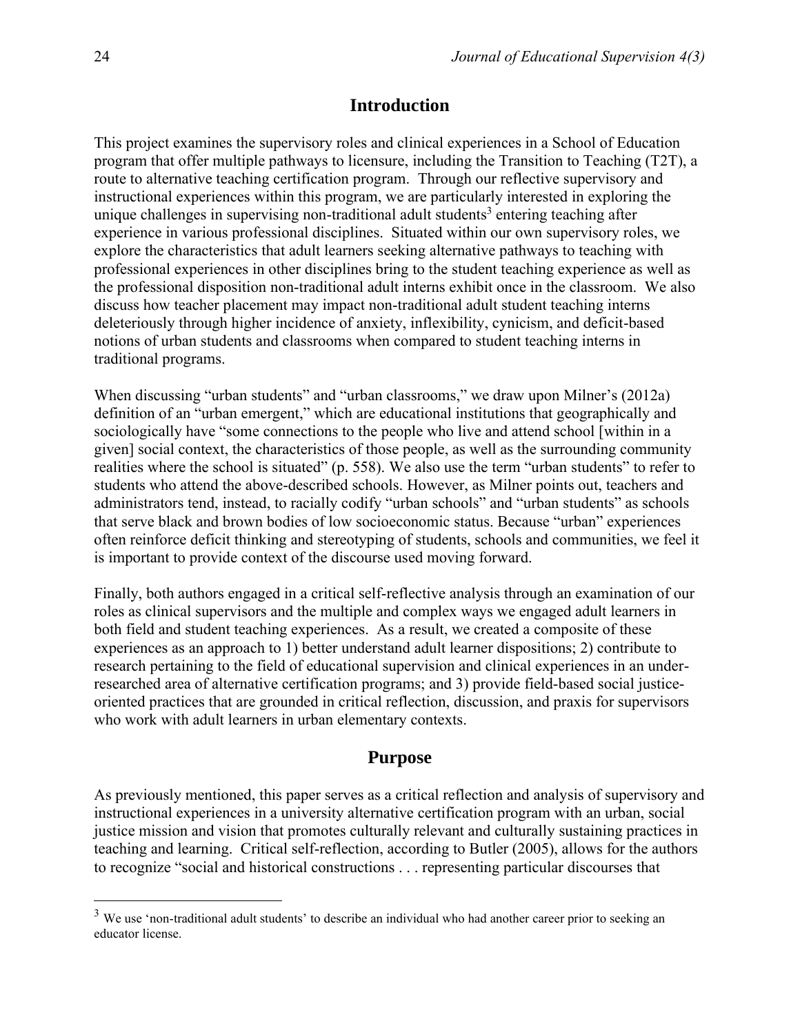## Introduction

This project examines the supervisory roles and clinical experiences in a School of Education program that offer multiple pathways to licensure, including the Transition to Teaching (T2T), a route to alternative teaching certification program. Through our reflective supervisory and instructional experiences within this program, we are particularly interested in exploring the unique challenges in supervising non-traditional adult students[3] entering teaching after experience in various professional disciplines. Situated within our own supervisory roles, we explore the characteristics that adult learners seeking alternative pathways to teaching with professional experiences in other disciplines bring to the student teaching experience as well as the professional disposition non-traditional adult interns exhibit once in the classroom. We also discuss how teacher placement may impact non-traditional adult student teaching interns deleteriously through higher incidence of anxiety, inflexibility, cynicism, and deficit-based notions of urban students and classrooms when compared to student teaching interns in traditional programs.

When discussing "urban students" and "urban classrooms," we draw upon Milner's (2012a) definition of an "urban emergent," which are educational institutions that geographically and sociologically have "some connections to the people who live and attend school [within in a given] social context, the characteristics of those people, as well as the surrounding community realities where the school is situated" (p. 558). We also use the term "urban students" to refer to students who attend the above-described schools. However, as Milner points out, teachers and administrators tend, instead, to racially codify "urban schools" and "urban students" as schools that serve black and brown bodies of low socioeconomic status. Because "urban" experiences often reinforce deficit thinking and stereotyping of students, schools and communities, we feel it is important to provide context of the discourse used moving forward.

Finally, both authors engaged in a critical self-reflective analysis through an examination of our roles as clinical supervisors and the multiple and complex ways we engaged adult learners in both field and student teaching experiences. As a result, we created a composite of these experiences as an approach to 1) better understand adult learner dispositions; 2) contribute to research pertaining to the field of educational supervision and clinical experiences in an under-researched area of alternative certification programs; and 3) provide field-based social justice-oriented practices that are grounded in critical reflection, discussion, and praxis for supervisors who work with adult learners in urban elementary contexts.

## Purpose

As previously mentioned, this paper serves as a critical reflection and analysis of supervisory and instructional experiences in a university alternative certification program with an urban, social justice mission and vision that promotes culturally relevant and culturally sustaining practices in teaching and learning. Critical self-reflection, according to Butler (2005), allows for the authors to recognize "social and historical constructions . . . representing particular discourses that

[3] We use 'non-traditional adult students' to describe an individual who had another career prior to seeking an educator license.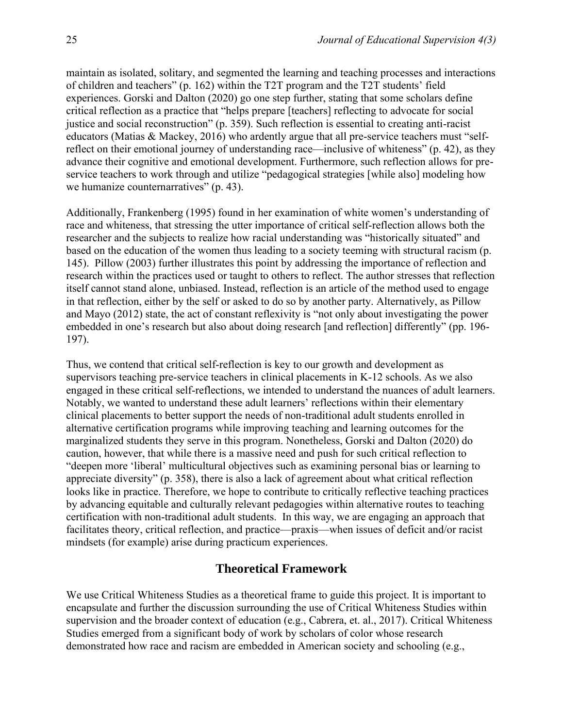maintain as isolated, solitary, and segmented the learning and teaching processes and interactions of children and teachers" (p. 162) within the T2T program and the T2T students' field experiences. Gorski and Dalton (2020) go one step further, stating that some scholars define critical reflection as a practice that "helps prepare [teachers] reflecting to advocate for social justice and social reconstruction" (p. 359). Such reflection is essential to creating anti-racist educators (Matias & Mackey, 2016) who ardently argue that all pre-service teachers must "self-reflect on their emotional journey of understanding race—inclusive of whiteness" (p. 42), as they advance their cognitive and emotional development. Furthermore, such reflection allows for pre-service teachers to work through and utilize "pedagogical strategies [while also] modeling how we humanize counternarratives" (p. 43).

Additionally, Frankenberg (1995) found in her examination of white women's understanding of race and whiteness, that stressing the utter importance of critical self-reflection allows both the researcher and the subjects to realize how racial understanding was "historically situated" and based on the education of the women thus leading to a society teeming with structural racism (p. 145). Pillow (2003) further illustrates this point by addressing the importance of reflection and research within the practices used or taught to others to reflect. The author stresses that reflection itself cannot stand alone, unbiased. Instead, reflection is an article of the method used to engage in that reflection, either by the self or asked to do so by another party. Alternatively, as Pillow and Mayo (2012) state, the act of constant reflexivity is "not only about investigating the power embedded in one's research but also about doing research [and reflection] differently" (pp. 196-197).

Thus, we contend that critical self-reflection is key to our growth and development as supervisors teaching pre-service teachers in clinical placements in K-12 schools. As we also engaged in these critical self-reflections, we intended to understand the nuances of adult learners. Notably, we wanted to understand these adult learners' reflections within their elementary clinical placements to better support the needs of non-traditional adult students enrolled in alternative certification programs while improving teaching and learning outcomes for the marginalized students they serve in this program. Nonetheless, Gorski and Dalton (2020) do caution, however, that while there is a massive need and push for such critical reflection to "deepen more 'liberal' multicultural objectives such as examining personal bias or learning to appreciate diversity" (p. 358), there is also a lack of agreement about what critical reflection looks like in practice. Therefore, we hope to contribute to critically reflective teaching practices by advancing equitable and culturally relevant pedagogies within alternative routes to teaching certification with non-traditional adult students. In this way, we are engaging an approach that facilitates theory, critical reflection, and practice—praxis—when issues of deficit and/or racist mindsets (for example) arise during practicum experiences.

## Theoretical Framework

We use Critical Whiteness Studies as a theoretical frame to guide this project. It is important to encapsulate and further the discussion surrounding the use of Critical Whiteness Studies within supervision and the broader context of education (e.g., Cabrera, et. al., 2017). Critical Whiteness Studies emerged from a significant body of work by scholars of color whose research demonstrated how race and racism are embedded in American society and schooling (e.g.,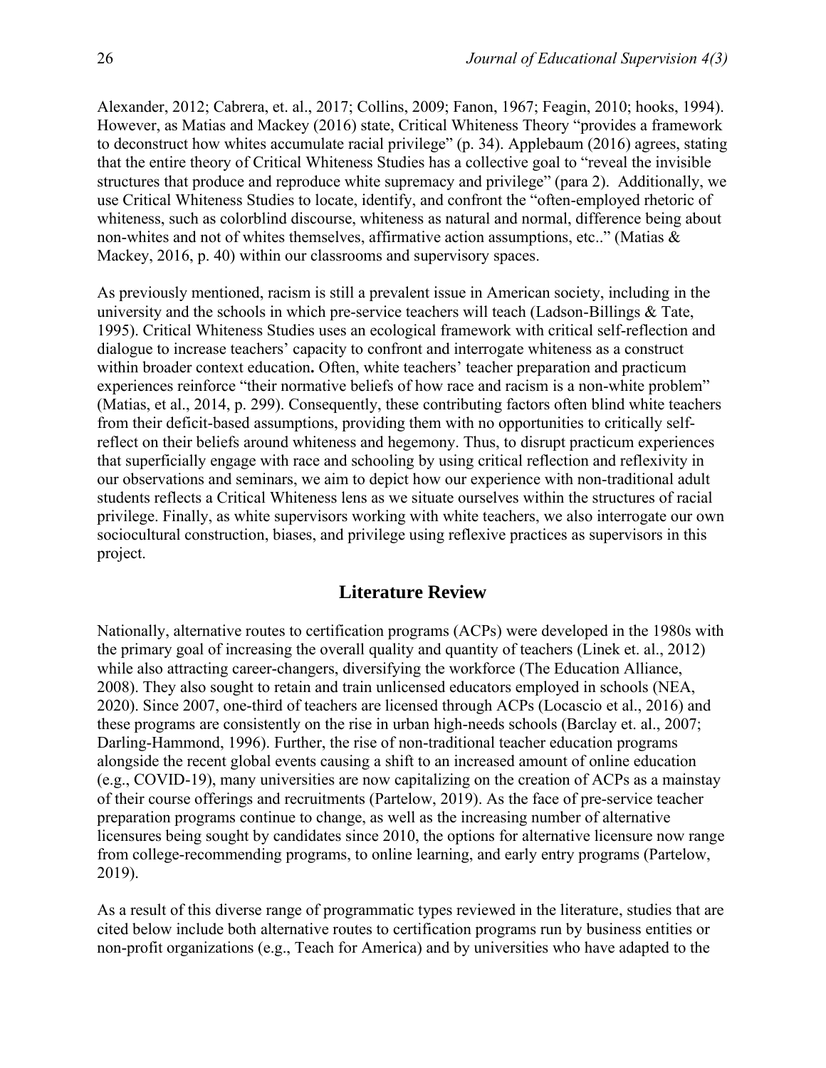Alexander, 2012; Cabrera, et. al., 2017; Collins, 2009; Fanon, 1967; Feagin, 2010; hooks, 1994). However, as Matias and Mackey (2016) state, Critical Whiteness Theory "provides a framework to deconstruct how whites accumulate racial privilege" (p. 34). Applebaum (2016) agrees, stating that the entire theory of Critical Whiteness Studies has a collective goal to "reveal the invisible structures that produce and reproduce white supremacy and privilege" (para 2). Additionally, we use Critical Whiteness Studies to locate, identify, and confront the "often-employed rhetoric of whiteness, such as colorblind discourse, whiteness as natural and normal, difference being about non-whites and not of whites themselves, affirmative action assumptions, etc.." (Matias & Mackey, 2016, p. 40) within our classrooms and supervisory spaces.

As previously mentioned, racism is still a prevalent issue in American society, including in the university and the schools in which pre-service teachers will teach (Ladson-Billings & Tate, 1995). Critical Whiteness Studies uses an ecological framework with critical self-reflection and dialogue to increase teachers' capacity to confront and interrogate whiteness as a construct within broader context education**.** Often, white teachers' teacher preparation and practicum experiences reinforce "their normative beliefs of how race and racism is a non-white problem" (Matias, et al., 2014, p. 299). Consequently, these contributing factors often blind white teachers from their deficit-based assumptions, providing them with no opportunities to critically self-reflect on their beliefs around whiteness and hegemony. Thus, to disrupt practicum experiences that superficially engage with race and schooling by using critical reflection and reflexivity in our observations and seminars, we aim to depict how our experience with non-traditional adult students reflects a Critical Whiteness lens as we situate ourselves within the structures of racial privilege. Finally, as white supervisors working with white teachers, we also interrogate our own sociocultural construction, biases, and privilege using reflexive practices as supervisors in this project.

## Literature Review

Nationally, alternative routes to certification programs (ACPs) were developed in the 1980s with the primary goal of increasing the overall quality and quantity of teachers (Linek et. al., 2012) while also attracting career-changers, diversifying the workforce (The Education Alliance, 2008). They also sought to retain and train unlicensed educators employed in schools (NEA, 2020). Since 2007, one-third of teachers are licensed through ACPs (Locascio et al., 2016) and these programs are consistently on the rise in urban high-needs schools (Barclay et. al., 2007; Darling-Hammond, 1996). Further, the rise of non-traditional teacher education programs alongside the recent global events causing a shift to an increased amount of online education (e.g., COVID-19), many universities are now capitalizing on the creation of ACPs as a mainstay of their course offerings and recruitments (Partelow, 2019). As the face of pre-service teacher preparation programs continue to change, as well as the increasing number of alternative licensures being sought by candidates since 2010, the options for alternative licensure now range from college-recommending programs, to online learning, and early entry programs (Partelow, 2019).

As a result of this diverse range of programmatic types reviewed in the literature, studies that are cited below include both alternative routes to certification programs run by business entities or non-profit organizations (e.g., Teach for America) and by universities who have adapted to the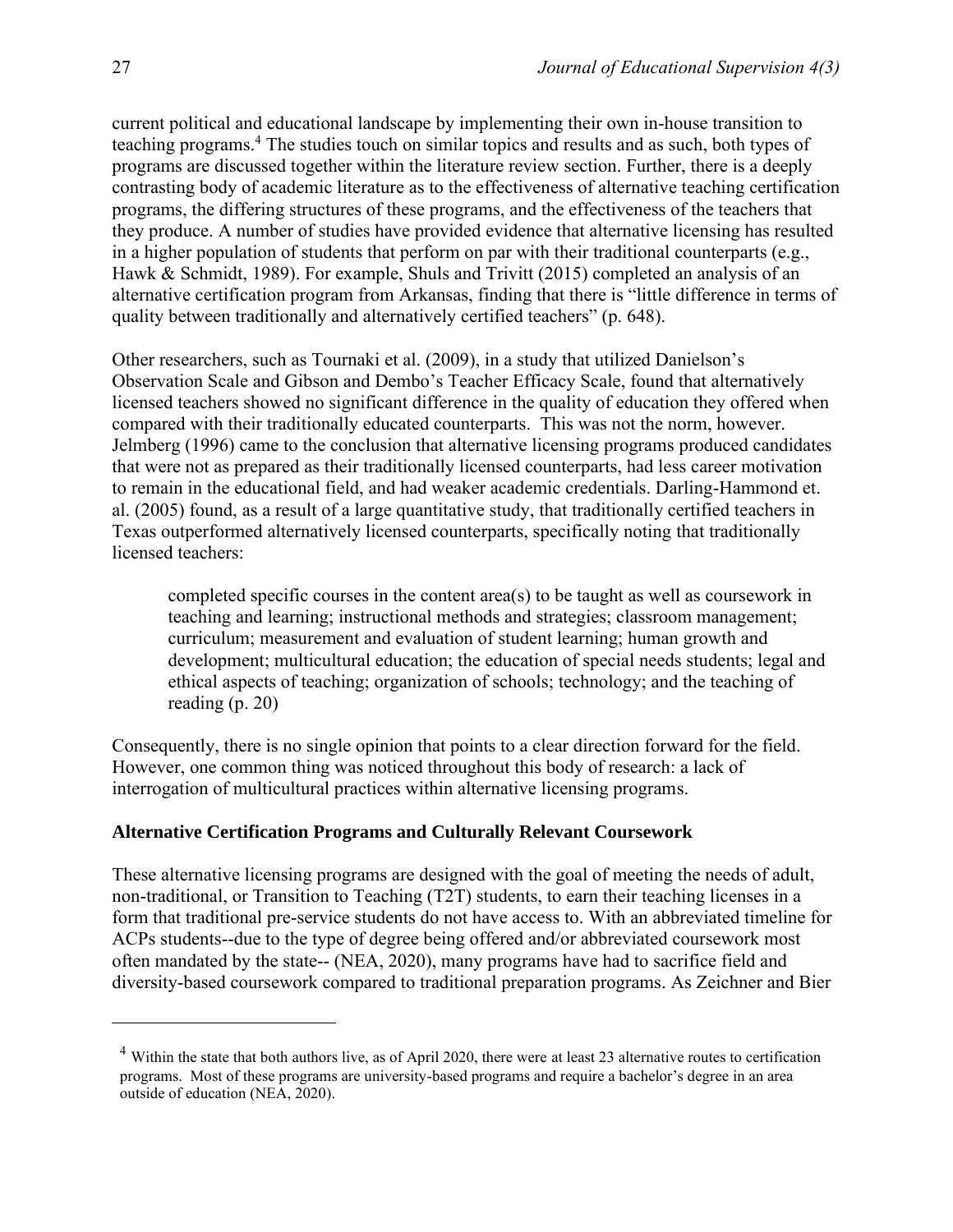current political and educational landscape by implementing their own in-house transition to teaching programs.[4] The studies touch on similar topics and results and as such, both types of programs are discussed together within the literature review section. Further, there is a deeply contrasting body of academic literature as to the effectiveness of alternative teaching certification programs, the differing structures of these programs, and the effectiveness of the teachers that they produce. A number of studies have provided evidence that alternative licensing has resulted in a higher population of students that perform on par with their traditional counterparts (e.g., Hawk & Schmidt, 1989). For example, Shuls and Trivitt (2015) completed an analysis of an alternative certification program from Arkansas, finding that there is "little difference in terms of quality between traditionally and alternatively certified teachers" (p. 648).

Other researchers, such as Tournaki et al. (2009), in a study that utilized Danielson's Observation Scale and Gibson and Dembo's Teacher Efficacy Scale, found that alternatively licensed teachers showed no significant difference in the quality of education they offered when compared with their traditionally educated counterparts. This was not the norm, however. Jelmberg (1996) came to the conclusion that alternative licensing programs produced candidates that were not as prepared as their traditionally licensed counterparts, had less career motivation to remain in the educational field, and had weaker academic credentials. Darling-Hammond et. al. (2005) found, as a result of a large quantitative study, that traditionally certified teachers in Texas outperformed alternatively licensed counterparts, specifically noting that traditionally licensed teachers:

> completed specific courses in the content area(s) to be taught as well as coursework in teaching and learning; instructional methods and strategies; classroom management; curriculum; measurement and evaluation of student learning; human growth and development; multicultural education; the education of special needs students; legal and ethical aspects of teaching; organization of schools; technology; and the teaching of reading (p. 20)

Consequently, there is no single opinion that points to a clear direction forward for the field. However, one common thing was noticed throughout this body of research: a lack of interrogation of multicultural practices within alternative licensing programs.

### Alternative Certification Programs and Culturally Relevant Coursework

These alternative licensing programs are designed with the goal of meeting the needs of adult, non-traditional, or Transition to Teaching (T2T) students, to earn their teaching licenses in a form that traditional pre-service students do not have access to. With an abbreviated timeline for ACPs students--due to the type of degree being offered and/or abbreviated coursework most often mandated by the state-- (NEA, 2020), many programs have had to sacrifice field and diversity-based coursework compared to traditional preparation programs. As Zeichner and Bier

---

[4] Within the state that both authors live, as of April 2020, there were at least 23 alternative routes to certification programs. Most of these programs are university-based programs and require a bachelor's degree in an area outside of education (NEA, 2020).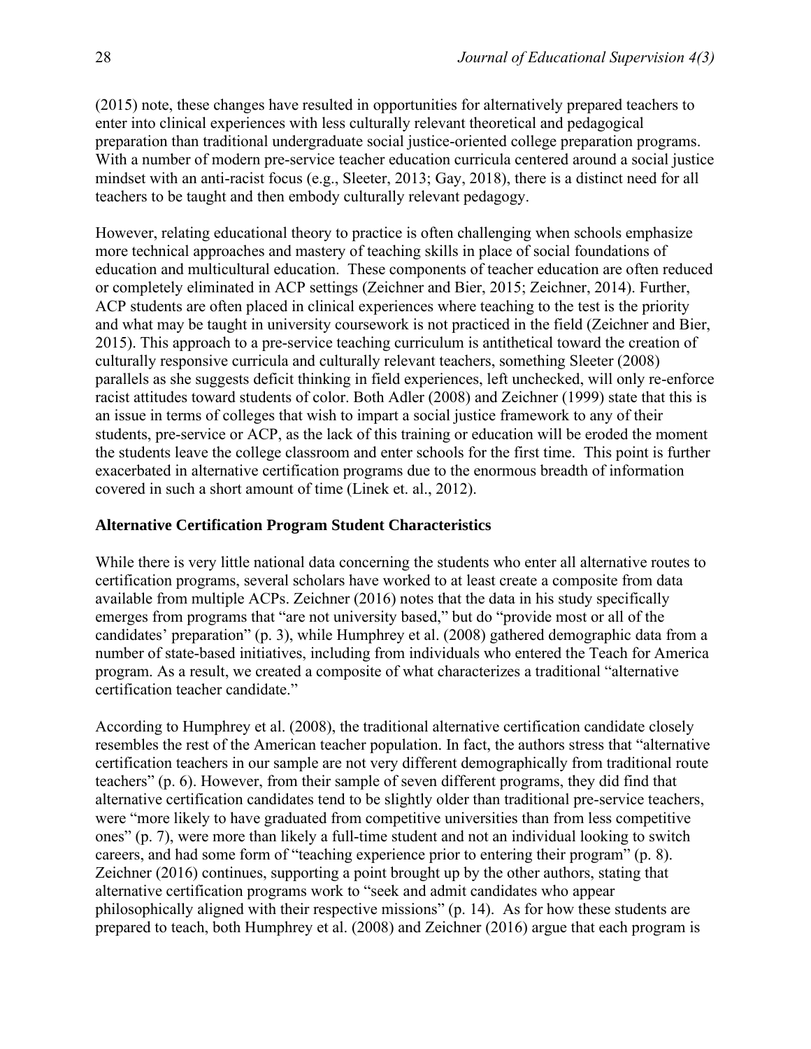(2015) note, these changes have resulted in opportunities for alternatively prepared teachers to enter into clinical experiences with less culturally relevant theoretical and pedagogical preparation than traditional undergraduate social justice-oriented college preparation programs. With a number of modern pre-service teacher education curricula centered around a social justice mindset with an anti-racist focus (e.g., Sleeter, 2013; Gay, 2018), there is a distinct need for all teachers to be taught and then embody culturally relevant pedagogy.

However, relating educational theory to practice is often challenging when schools emphasize more technical approaches and mastery of teaching skills in place of social foundations of education and multicultural education. These components of teacher education are often reduced or completely eliminated in ACP settings (Zeichner and Bier, 2015; Zeichner, 2014). Further, ACP students are often placed in clinical experiences where teaching to the test is the priority and what may be taught in university coursework is not practiced in the field (Zeichner and Bier, 2015). This approach to a pre-service teaching curriculum is antithetical toward the creation of culturally responsive curricula and culturally relevant teachers, something Sleeter (2008) parallels as she suggests deficit thinking in field experiences, left unchecked, will only re-enforce racist attitudes toward students of color. Both Adler (2008) and Zeichner (1999) state that this is an issue in terms of colleges that wish to impart a social justice framework to any of their students, pre-service or ACP, as the lack of this training or education will be eroded the moment the students leave the college classroom and enter schools for the first time. This point is further exacerbated in alternative certification programs due to the enormous breadth of information covered in such a short amount of time (Linek et. al., 2012).

### Alternative Certification Program Student Characteristics

While there is very little national data concerning the students who enter all alternative routes to certification programs, several scholars have worked to at least create a composite from data available from multiple ACPs. Zeichner (2016) notes that the data in his study specifically emerges from programs that "are not university based," but do "provide most or all of the candidates' preparation" (p. 3), while Humphrey et al. (2008) gathered demographic data from a number of state-based initiatives, including from individuals who entered the Teach for America program. As a result, we created a composite of what characterizes a traditional "alternative certification teacher candidate."

According to Humphrey et al. (2008), the traditional alternative certification candidate closely resembles the rest of the American teacher population. In fact, the authors stress that "alternative certification teachers in our sample are not very different demographically from traditional route teachers" (p. 6). However, from their sample of seven different programs, they did find that alternative certification candidates tend to be slightly older than traditional pre-service teachers, were "more likely to have graduated from competitive universities than from less competitive ones" (p. 7), were more than likely a full-time student and not an individual looking to switch careers, and had some form of "teaching experience prior to entering their program" (p. 8). Zeichner (2016) continues, supporting a point brought up by the other authors, stating that alternative certification programs work to "seek and admit candidates who appear philosophically aligned with their respective missions" (p. 14). As for how these students are prepared to teach, both Humphrey et al. (2008) and Zeichner (2016) argue that each program is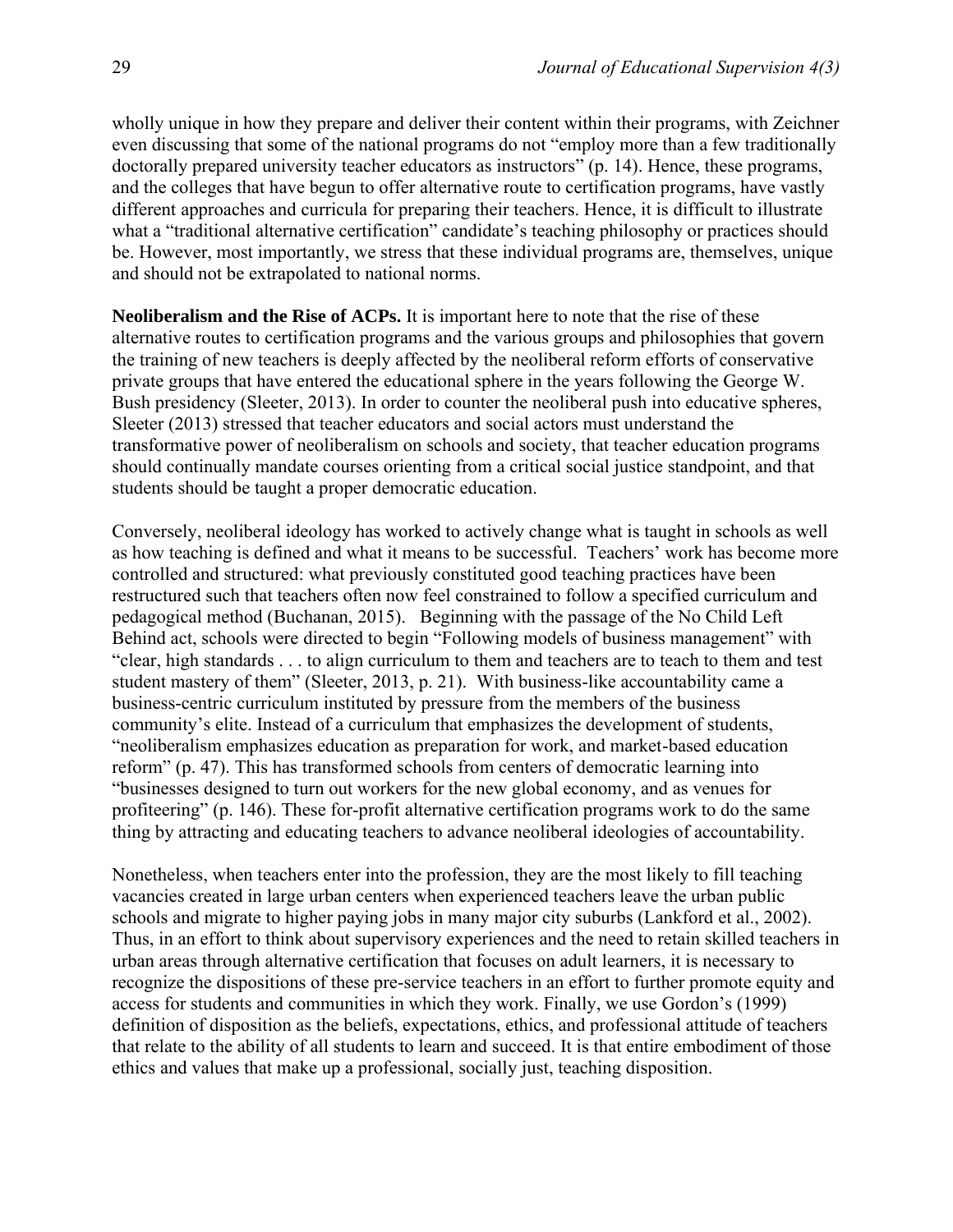wholly unique in how they prepare and deliver their content within their programs, with Zeichner even discussing that some of the national programs do not "employ more than a few traditionally doctorally prepared university teacher educators as instructors" (p. 14). Hence, these programs, and the colleges that have begun to offer alternative route to certification programs, have vastly different approaches and curricula for preparing their teachers. Hence, it is difficult to illustrate what a "traditional alternative certification" candidate's teaching philosophy or practices should be. However, most importantly, we stress that these individual programs are, themselves, unique and should not be extrapolated to national norms.

**Neoliberalism and the Rise of ACPs.** It is important here to note that the rise of these alternative routes to certification programs and the various groups and philosophies that govern the training of new teachers is deeply affected by the neoliberal reform efforts of conservative private groups that have entered the educational sphere in the years following the George W. Bush presidency (Sleeter, 2013). In order to counter the neoliberal push into educative spheres, Sleeter (2013) stressed that teacher educators and social actors must understand the transformative power of neoliberalism on schools and society, that teacher education programs should continually mandate courses orienting from a critical social justice standpoint, and that students should be taught a proper democratic education.

Conversely, neoliberal ideology has worked to actively change what is taught in schools as well as how teaching is defined and what it means to be successful. Teachers' work has become more controlled and structured: what previously constituted good teaching practices have been restructured such that teachers often now feel constrained to follow a specified curriculum and pedagogical method (Buchanan, 2015). Beginning with the passage of the No Child Left Behind act, schools were directed to begin "Following models of business management" with "clear, high standards . . . to align curriculum to them and teachers are to teach to them and test student mastery of them" (Sleeter, 2013, p. 21). With business-like accountability came a business-centric curriculum instituted by pressure from the members of the business community's elite. Instead of a curriculum that emphasizes the development of students, "neoliberalism emphasizes education as preparation for work, and market-based education reform" (p. 47). This has transformed schools from centers of democratic learning into "businesses designed to turn out workers for the new global economy, and as venues for profiteering" (p. 146). These for-profit alternative certification programs work to do the same thing by attracting and educating teachers to advance neoliberal ideologies of accountability.

Nonetheless, when teachers enter into the profession, they are the most likely to fill teaching vacancies created in large urban centers when experienced teachers leave the urban public schools and migrate to higher paying jobs in many major city suburbs (Lankford et al., 2002). Thus, in an effort to think about supervisory experiences and the need to retain skilled teachers in urban areas through alternative certification that focuses on adult learners, it is necessary to recognize the dispositions of these pre-service teachers in an effort to further promote equity and access for students and communities in which they work. Finally, we use Gordon's (1999) definition of disposition as the beliefs, expectations, ethics, and professional attitude of teachers that relate to the ability of all students to learn and succeed. It is that entire embodiment of those ethics and values that make up a professional, socially just, teaching disposition.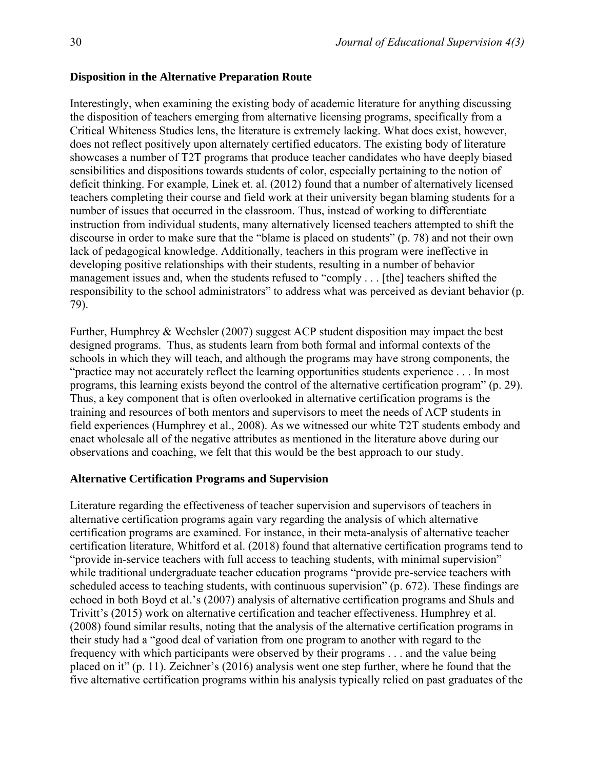### Disposition in the Alternative Preparation Route

Interestingly, when examining the existing body of academic literature for anything discussing the disposition of teachers emerging from alternative licensing programs, specifically from a Critical Whiteness Studies lens, the literature is extremely lacking. What does exist, however, does not reflect positively upon alternately certified educators. The existing body of literature showcases a number of T2T programs that produce teacher candidates who have deeply biased sensibilities and dispositions towards students of color, especially pertaining to the notion of deficit thinking. For example, Linek et. al. (2012) found that a number of alternatively licensed teachers completing their course and field work at their university began blaming students for a number of issues that occurred in the classroom. Thus, instead of working to differentiate instruction from individual students, many alternatively licensed teachers attempted to shift the discourse in order to make sure that the "blame is placed on students" (p. 78) and not their own lack of pedagogical knowledge. Additionally, teachers in this program were ineffective in developing positive relationships with their students, resulting in a number of behavior management issues and, when the students refused to "comply . . . [the] teachers shifted the responsibility to the school administrators" to address what was perceived as deviant behavior (p. 79).

Further, Humphrey & Wechsler (2007) suggest ACP student disposition may impact the best designed programs. Thus, as students learn from both formal and informal contexts of the schools in which they will teach, and although the programs may have strong components, the "practice may not accurately reflect the learning opportunities students experience . . . In most programs, this learning exists beyond the control of the alternative certification program" (p. 29). Thus, a key component that is often overlooked in alternative certification programs is the training and resources of both mentors and supervisors to meet the needs of ACP students in field experiences (Humphrey et al., 2008). As we witnessed our white T2T students embody and enact wholesale all of the negative attributes as mentioned in the literature above during our observations and coaching, we felt that this would be the best approach to our study.

### Alternative Certification Programs and Supervision

Literature regarding the effectiveness of teacher supervision and supervisors of teachers in alternative certification programs again vary regarding the analysis of which alternative certification programs are examined. For instance, in their meta-analysis of alternative teacher certification literature, Whitford et al. (2018) found that alternative certification programs tend to "provide in-service teachers with full access to teaching students, with minimal supervision" while traditional undergraduate teacher education programs "provide pre-service teachers with scheduled access to teaching students, with continuous supervision" (p. 672). These findings are echoed in both Boyd et al.'s (2007) analysis of alternative certification programs and Shuls and Trivitt's (2015) work on alternative certification and teacher effectiveness. Humphrey et al. (2008) found similar results, noting that the analysis of the alternative certification programs in their study had a "good deal of variation from one program to another with regard to the frequency with which participants were observed by their programs . . . and the value being placed on it" (p. 11). Zeichner's (2016) analysis went one step further, where he found that the five alternative certification programs within his analysis typically relied on past graduates of the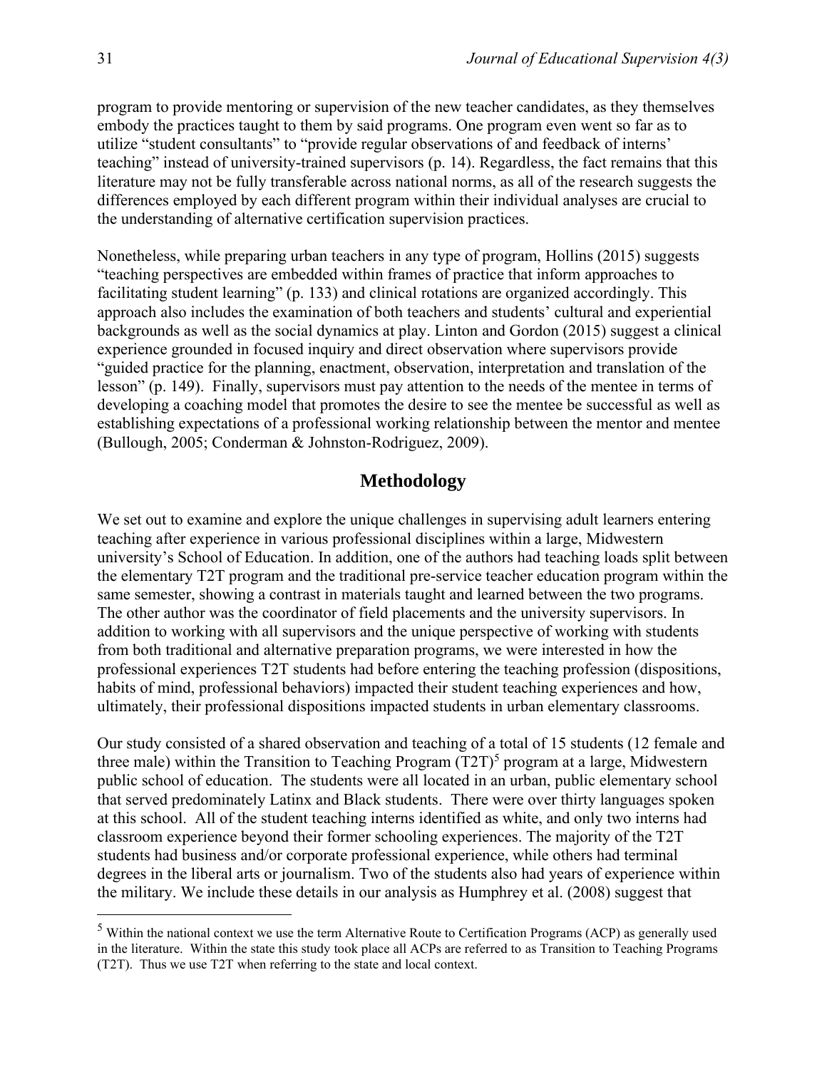program to provide mentoring or supervision of the new teacher candidates, as they themselves embody the practices taught to them by said programs. One program even went so far as to utilize "student consultants" to "provide regular observations of and feedback of interns' teaching" instead of university-trained supervisors (p. 14). Regardless, the fact remains that this literature may not be fully transferable across national norms, as all of the research suggests the differences employed by each different program within their individual analyses are crucial to the understanding of alternative certification supervision practices.

Nonetheless, while preparing urban teachers in any type of program, Hollins (2015) suggests "teaching perspectives are embedded within frames of practice that inform approaches to facilitating student learning" (p. 133) and clinical rotations are organized accordingly. This approach also includes the examination of both teachers and students' cultural and experiential backgrounds as well as the social dynamics at play. Linton and Gordon (2015) suggest a clinical experience grounded in focused inquiry and direct observation where supervisors provide "guided practice for the planning, enactment, observation, interpretation and translation of the lesson" (p. 149). Finally, supervisors must pay attention to the needs of the mentee in terms of developing a coaching model that promotes the desire to see the mentee be successful as well as establishing expectations of a professional working relationship between the mentor and mentee (Bullough, 2005; Conderman & Johnston-Rodriguez, 2009).

## Methodology

We set out to examine and explore the unique challenges in supervising adult learners entering teaching after experience in various professional disciplines within a large, Midwestern university's School of Education. In addition, one of the authors had teaching loads split between the elementary T2T program and the traditional pre-service teacher education program within the same semester, showing a contrast in materials taught and learned between the two programs. The other author was the coordinator of field placements and the university supervisors. In addition to working with all supervisors and the unique perspective of working with students from both traditional and alternative preparation programs, we were interested in how the professional experiences T2T students had before entering the teaching profession (dispositions, habits of mind, professional behaviors) impacted their student teaching experiences and how, ultimately, their professional dispositions impacted students in urban elementary classrooms.

Our study consisted of a shared observation and teaching of a total of 15 students (12 female and three male) within the Transition to Teaching Program (T2T)[5] program at a large, Midwestern public school of education. The students were all located in an urban, public elementary school that served predominately Latinx and Black students. There were over thirty languages spoken at this school. All of the student teaching interns identified as white, and only two interns had classroom experience beyond their former schooling experiences. The majority of the T2T students had business and/or corporate professional experience, while others had terminal degrees in the liberal arts or journalism. Two of the students also had years of experience within the military. We include these details in our analysis as Humphrey et al. (2008) suggest that

[5] Within the national context we use the term Alternative Route to Certification Programs (ACP) as generally used in the literature. Within the state this study took place all ACPs are referred to as Transition to Teaching Programs (T2T). Thus we use T2T when referring to the state and local context.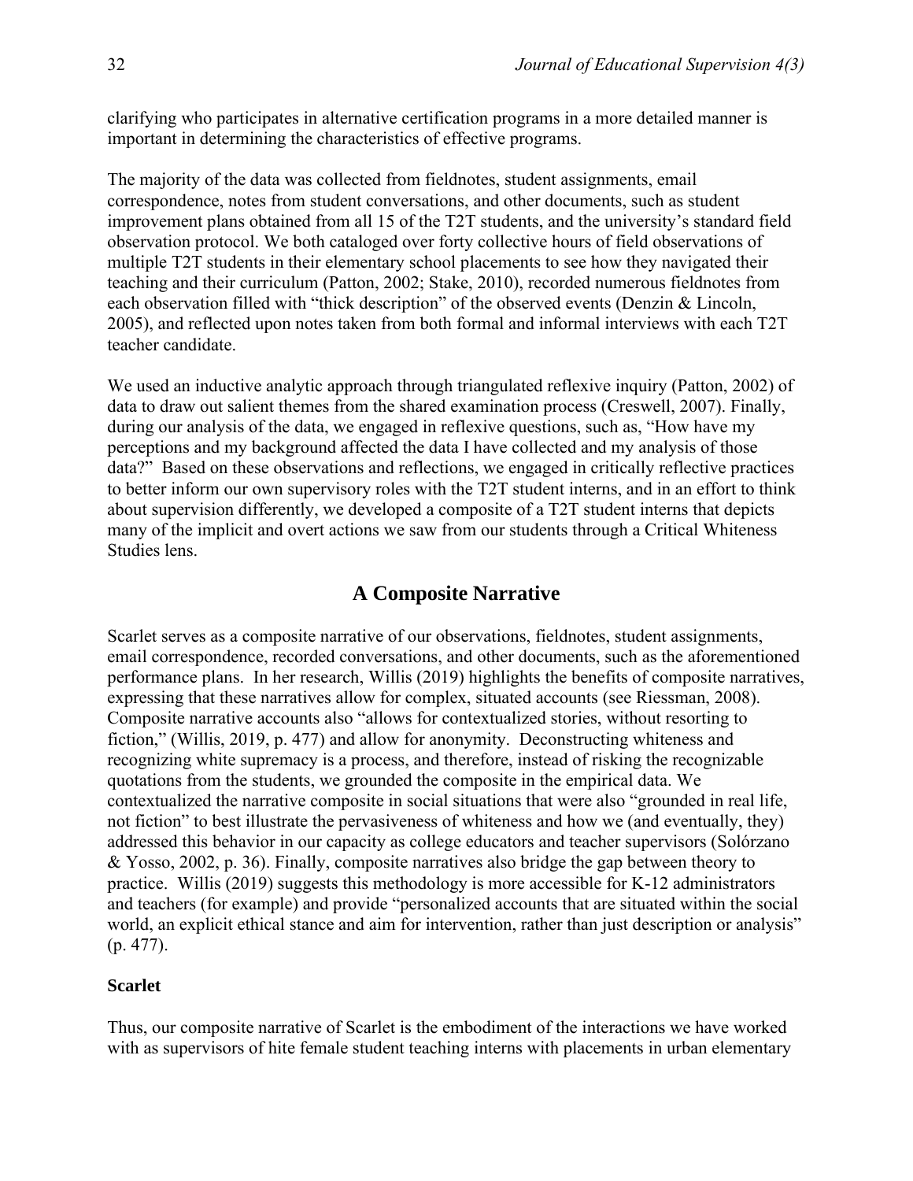clarifying who participates in alternative certification programs in a more detailed manner is important in determining the characteristics of effective programs.

The majority of the data was collected from fieldnotes, student assignments, email correspondence, notes from student conversations, and other documents, such as student improvement plans obtained from all 15 of the T2T students, and the university's standard field observation protocol. We both cataloged over forty collective hours of field observations of multiple T2T students in their elementary school placements to see how they navigated their teaching and their curriculum (Patton, 2002; Stake, 2010), recorded numerous fieldnotes from each observation filled with "thick description" of the observed events (Denzin & Lincoln, 2005), and reflected upon notes taken from both formal and informal interviews with each T2T teacher candidate.

We used an inductive analytic approach through triangulated reflexive inquiry (Patton, 2002) of data to draw out salient themes from the shared examination process (Creswell, 2007). Finally, during our analysis of the data, we engaged in reflexive questions, such as, "How have my perceptions and my background affected the data I have collected and my analysis of those data?" Based on these observations and reflections, we engaged in critically reflective practices to better inform our own supervisory roles with the T2T student interns, and in an effort to think about supervision differently, we developed a composite of a T2T student interns that depicts many of the implicit and overt actions we saw from our students through a Critical Whiteness Studies lens.

## A Composite Narrative

Scarlet serves as a composite narrative of our observations, fieldnotes, student assignments, email correspondence, recorded conversations, and other documents, such as the aforementioned performance plans. In her research, Willis (2019) highlights the benefits of composite narratives, expressing that these narratives allow for complex, situated accounts (see Riessman, 2008). Composite narrative accounts also "allows for contextualized stories, without resorting to fiction," (Willis, 2019, p. 477) and allow for anonymity. Deconstructing whiteness and recognizing white supremacy is a process, and therefore, instead of risking the recognizable quotations from the students, we grounded the composite in the empirical data. We contextualized the narrative composite in social situations that were also "grounded in real life, not fiction" to best illustrate the pervasiveness of whiteness and how we (and eventually, they) addressed this behavior in our capacity as college educators and teacher supervisors (Solórzano & Yosso, 2002, p. 36). Finally, composite narratives also bridge the gap between theory to practice. Willis (2019) suggests this methodology is more accessible for K-12 administrators and teachers (for example) and provide "personalized accounts that are situated within the social world, an explicit ethical stance and aim for intervention, rather than just description or analysis" (p. 477).

### Scarlet

Thus, our composite narrative of Scarlet is the embodiment of the interactions we have worked with as supervisors of hite female student teaching interns with placements in urban elementary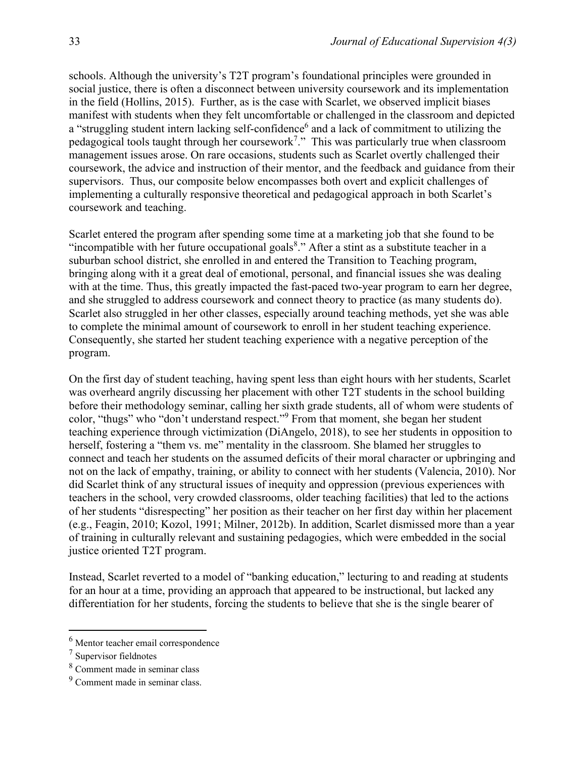schools. Although the university's T2T program's foundational principles were grounded in social justice, there is often a disconnect between university coursework and its implementation in the field (Hollins, 2015). Further, as is the case with Scarlet, we observed implicit biases manifest with students when they felt uncomfortable or challenged in the classroom and depicted a "struggling student intern lacking self-confidence[6] and a lack of commitment to utilizing the pedagogical tools taught through her coursework[7]." This was particularly true when classroom management issues arose. On rare occasions, students such as Scarlet overtly challenged their coursework, the advice and instruction of their mentor, and the feedback and guidance from their supervisors. Thus, our composite below encompasses both overt and explicit challenges of implementing a culturally responsive theoretical and pedagogical approach in both Scarlet's coursework and teaching.

Scarlet entered the program after spending some time at a marketing job that she found to be "incompatible with her future occupational goals[8]." After a stint as a substitute teacher in a suburban school district, she enrolled in and entered the Transition to Teaching program, bringing along with it a great deal of emotional, personal, and financial issues she was dealing with at the time. Thus, this greatly impacted the fast-paced two-year program to earn her degree, and she struggled to address coursework and connect theory to practice (as many students do). Scarlet also struggled in her other classes, especially around teaching methods, yet she was able to complete the minimal amount of coursework to enroll in her student teaching experience. Consequently, she started her student teaching experience with a negative perception of the program.

On the first day of student teaching, having spent less than eight hours with her students, Scarlet was overheard angrily discussing her placement with other T2T students in the school building before their methodology seminar, calling her sixth grade students, all of whom were students of color, "thugs" who "don't understand respect."[9] From that moment, she began her student teaching experience through victimization (DiAngelo, 2018), to see her students in opposition to herself, fostering a "them vs. me" mentality in the classroom. She blamed her struggles to connect and teach her students on the assumed deficits of their moral character or upbringing and not on the lack of empathy, training, or ability to connect with her students (Valencia, 2010). Nor did Scarlet think of any structural issues of inequity and oppression (previous experiences with teachers in the school, very crowded classrooms, older teaching facilities) that led to the actions of her students "disrespecting" her position as their teacher on her first day within her placement (e.g., Feagin, 2010; Kozol, 1991; Milner, 2012b). In addition, Scarlet dismissed more than a year of training in culturally relevant and sustaining pedagogies, which were embedded in the social justice oriented T2T program.

Instead, Scarlet reverted to a model of "banking education," lecturing to and reading at students for an hour at a time, providing an approach that appeared to be instructional, but lacked any differentiation for her students, forcing the students to believe that she is the single bearer of

---

[6] Mentor teacher email correspondence

[7] Supervisor fieldnotes

[8] Comment made in seminar class

[9] Comment made in seminar class.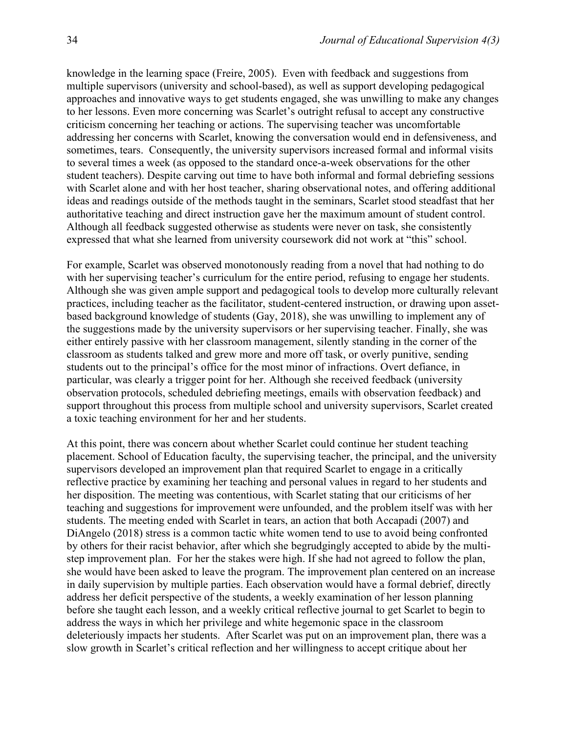knowledge in the learning space (Freire, 2005). Even with feedback and suggestions from multiple supervisors (university and school-based), as well as support developing pedagogical approaches and innovative ways to get students engaged, she was unwilling to make any changes to her lessons. Even more concerning was Scarlet's outright refusal to accept any constructive criticism concerning her teaching or actions. The supervising teacher was uncomfortable addressing her concerns with Scarlet, knowing the conversation would end in defensiveness, and sometimes, tears. Consequently, the university supervisors increased formal and informal visits to several times a week (as opposed to the standard once-a-week observations for the other student teachers). Despite carving out time to have both informal and formal debriefing sessions with Scarlet alone and with her host teacher, sharing observational notes, and offering additional ideas and readings outside of the methods taught in the seminars, Scarlet stood steadfast that her authoritative teaching and direct instruction gave her the maximum amount of student control. Although all feedback suggested otherwise as students were never on task, she consistently expressed that what she learned from university coursework did not work at "this" school.

For example, Scarlet was observed monotonously reading from a novel that had nothing to do with her supervising teacher's curriculum for the entire period, refusing to engage her students. Although she was given ample support and pedagogical tools to develop more culturally relevant practices, including teacher as the facilitator, student-centered instruction, or drawing upon asset-based background knowledge of students (Gay, 2018), she was unwilling to implement any of the suggestions made by the university supervisors or her supervising teacher. Finally, she was either entirely passive with her classroom management, silently standing in the corner of the classroom as students talked and grew more and more off task, or overly punitive, sending students out to the principal's office for the most minor of infractions. Overt defiance, in particular, was clearly a trigger point for her. Although she received feedback (university observation protocols, scheduled debriefing meetings, emails with observation feedback) and support throughout this process from multiple school and university supervisors, Scarlet created a toxic teaching environment for her and her students.

At this point, there was concern about whether Scarlet could continue her student teaching placement. School of Education faculty, the supervising teacher, the principal, and the university supervisors developed an improvement plan that required Scarlet to engage in a critically reflective practice by examining her teaching and personal values in regard to her students and her disposition. The meeting was contentious, with Scarlet stating that our criticisms of her teaching and suggestions for improvement were unfounded, and the problem itself was with her students. The meeting ended with Scarlet in tears, an action that both Accapadi (2007) and DiAngelo (2018) stress is a common tactic white women tend to use to avoid being confronted by others for their racist behavior, after which she begrudgingly accepted to abide by the multi-step improvement plan. For her the stakes were high. If she had not agreed to follow the plan, she would have been asked to leave the program. The improvement plan centered on an increase in daily supervision by multiple parties. Each observation would have a formal debrief, directly address her deficit perspective of the students, a weekly examination of her lesson planning before she taught each lesson, and a weekly critical reflective journal to get Scarlet to begin to address the ways in which her privilege and white hegemonic space in the classroom deleteriously impacts her students. After Scarlet was put on an improvement plan, there was a slow growth in Scarlet's critical reflection and her willingness to accept critique about her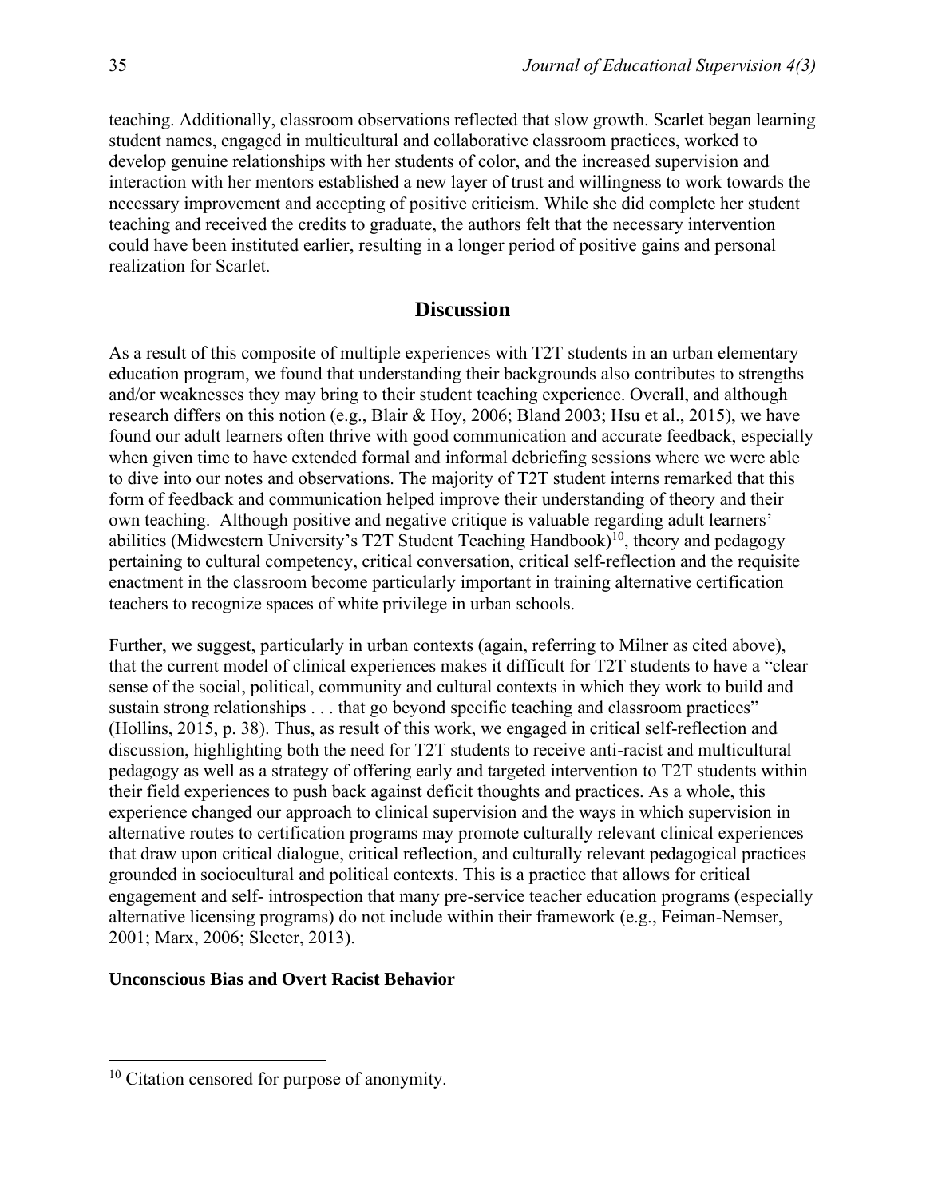teaching. Additionally, classroom observations reflected that slow growth. Scarlet began learning student names, engaged in multicultural and collaborative classroom practices, worked to develop genuine relationships with her students of color, and the increased supervision and interaction with her mentors established a new layer of trust and willingness to work towards the necessary improvement and accepting of positive criticism. While she did complete her student teaching and received the credits to graduate, the authors felt that the necessary intervention could have been instituted earlier, resulting in a longer period of positive gains and personal realization for Scarlet.

## Discussion

As a result of this composite of multiple experiences with T2T students in an urban elementary education program, we found that understanding their backgrounds also contributes to strengths and/or weaknesses they may bring to their student teaching experience. Overall, and although research differs on this notion (e.g., Blair & Hoy, 2006; Bland 2003; Hsu et al., 2015), we have found our adult learners often thrive with good communication and accurate feedback, especially when given time to have extended formal and informal debriefing sessions where we were able to dive into our notes and observations. The majority of T2T student interns remarked that this form of feedback and communication helped improve their understanding of theory and their own teaching. Although positive and negative critique is valuable regarding adult learners' abilities (Midwestern University's T2T Student Teaching Handbook)[10], theory and pedagogy pertaining to cultural competency, critical conversation, critical self-reflection and the requisite enactment in the classroom become particularly important in training alternative certification teachers to recognize spaces of white privilege in urban schools.

Further, we suggest, particularly in urban contexts (again, referring to Milner as cited above), that the current model of clinical experiences makes it difficult for T2T students to have a "clear sense of the social, political, community and cultural contexts in which they work to build and sustain strong relationships . . . that go beyond specific teaching and classroom practices" (Hollins, 2015, p. 38). Thus, as result of this work, we engaged in critical self-reflection and discussion, highlighting both the need for T2T students to receive anti-racist and multicultural pedagogy as well as a strategy of offering early and targeted intervention to T2T students within their field experiences to push back against deficit thoughts and practices. As a whole, this experience changed our approach to clinical supervision and the ways in which supervision in alternative routes to certification programs may promote culturally relevant clinical experiences that draw upon critical dialogue, critical reflection, and culturally relevant pedagogical practices grounded in sociocultural and political contexts. This is a practice that allows for critical engagement and self- introspection that many pre-service teacher education programs (especially alternative licensing programs) do not include within their framework (e.g., Feiman-Nemser, 2001; Marx, 2006; Sleeter, 2013).

### Unconscious Bias and Overt Racist Behavior

[10] Citation censored for purpose of anonymity.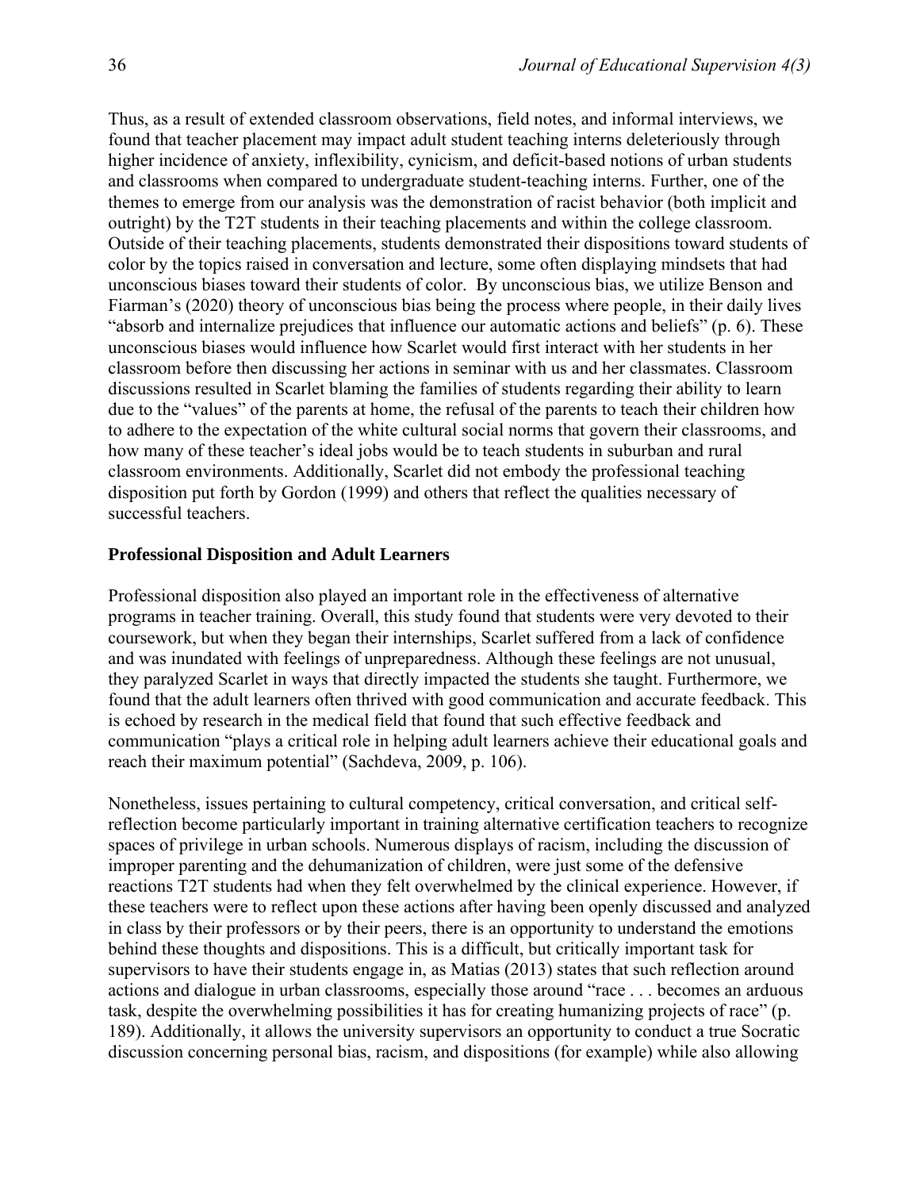Thus, as a result of extended classroom observations, field notes, and informal interviews, we found that teacher placement may impact adult student teaching interns deleteriously through higher incidence of anxiety, inflexibility, cynicism, and deficit-based notions of urban students and classrooms when compared to undergraduate student-teaching interns. Further, one of the themes to emerge from our analysis was the demonstration of racist behavior (both implicit and outright) by the T2T students in their teaching placements and within the college classroom. Outside of their teaching placements, students demonstrated their dispositions toward students of color by the topics raised in conversation and lecture, some often displaying mindsets that had unconscious biases toward their students of color. By unconscious bias, we utilize Benson and Fiarman's (2020) theory of unconscious bias being the process where people, in their daily lives "absorb and internalize prejudices that influence our automatic actions and beliefs" (p. 6). These unconscious biases would influence how Scarlet would first interact with her students in her classroom before then discussing her actions in seminar with us and her classmates. Classroom discussions resulted in Scarlet blaming the families of students regarding their ability to learn due to the "values" of the parents at home, the refusal of the parents to teach their children how to adhere to the expectation of the white cultural social norms that govern their classrooms, and how many of these teacher's ideal jobs would be to teach students in suburban and rural classroom environments. Additionally, Scarlet did not embody the professional teaching disposition put forth by Gordon (1999) and others that reflect the qualities necessary of successful teachers.

### Professional Disposition and Adult Learners

Professional disposition also played an important role in the effectiveness of alternative programs in teacher training. Overall, this study found that students were very devoted to their coursework, but when they began their internships, Scarlet suffered from a lack of confidence and was inundated with feelings of unpreparedness. Although these feelings are not unusual, they paralyzed Scarlet in ways that directly impacted the students she taught. Furthermore, we found that the adult learners often thrived with good communication and accurate feedback. This is echoed by research in the medical field that found that such effective feedback and communication "plays a critical role in helping adult learners achieve their educational goals and reach their maximum potential" (Sachdeva, 2009, p. 106).

Nonetheless, issues pertaining to cultural competency, critical conversation, and critical self-reflection become particularly important in training alternative certification teachers to recognize spaces of privilege in urban schools. Numerous displays of racism, including the discussion of improper parenting and the dehumanization of children, were just some of the defensive reactions T2T students had when they felt overwhelmed by the clinical experience. However, if these teachers were to reflect upon these actions after having been openly discussed and analyzed in class by their professors or by their peers, there is an opportunity to understand the emotions behind these thoughts and dispositions. This is a difficult, but critically important task for supervisors to have their students engage in, as Matias (2013) states that such reflection around actions and dialogue in urban classrooms, especially those around "race . . . becomes an arduous task, despite the overwhelming possibilities it has for creating humanizing projects of race" (p. 189). Additionally, it allows the university supervisors an opportunity to conduct a true Socratic discussion concerning personal bias, racism, and dispositions (for example) while also allowing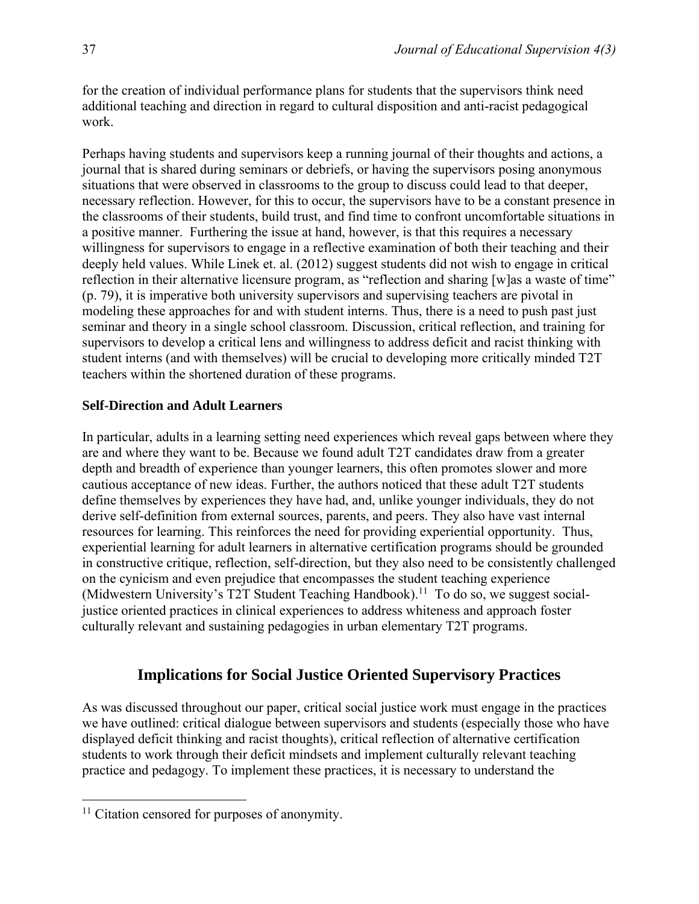for the creation of individual performance plans for students that the supervisors think need additional teaching and direction in regard to cultural disposition and anti-racist pedagogical work.

Perhaps having students and supervisors keep a running journal of their thoughts and actions, a journal that is shared during seminars or debriefs, or having the supervisors posing anonymous situations that were observed in classrooms to the group to discuss could lead to that deeper, necessary reflection. However, for this to occur, the supervisors have to be a constant presence in the classrooms of their students, build trust, and find time to confront uncomfortable situations in a positive manner. Furthering the issue at hand, however, is that this requires a necessary willingness for supervisors to engage in a reflective examination of both their teaching and their deeply held values. While Linek et. al. (2012) suggest students did not wish to engage in critical reflection in their alternative licensure program, as "reflection and sharing [w]as a waste of time" (p. 79), it is imperative both university supervisors and supervising teachers are pivotal in modeling these approaches for and with student interns. Thus, there is a need to push past just seminar and theory in a single school classroom. Discussion, critical reflection, and training for supervisors to develop a critical lens and willingness to address deficit and racist thinking with student interns (and with themselves) will be crucial to developing more critically minded T2T teachers within the shortened duration of these programs.

**Self-Direction and Adult Learners**

In particular, adults in a learning setting need experiences which reveal gaps between where they are and where they want to be. Because we found adult T2T candidates draw from a greater depth and breadth of experience than younger learners, this often promotes slower and more cautious acceptance of new ideas. Further, the authors noticed that these adult T2T students define themselves by experiences they have had, and, unlike younger individuals, they do not derive self-definition from external sources, parents, and peers. They also have vast internal resources for learning. This reinforces the need for providing experiential opportunity. Thus, experiential learning for adult learners in alternative certification programs should be grounded in constructive critique, reflection, self-direction, but they also need to be consistently challenged on the cynicism and even prejudice that encompasses the student teaching experience (Midwestern University's T2T Student Teaching Handbook).[11] To do so, we suggest social-justice oriented practices in clinical experiences to address whiteness and approach foster culturally relevant and sustaining pedagogies in urban elementary T2T programs.

## Implications for Social Justice Oriented Supervisory Practices

As was discussed throughout our paper, critical social justice work must engage in the practices we have outlined: critical dialogue between supervisors and students (especially those who have displayed deficit thinking and racist thoughts), critical reflection of alternative certification students to work through their deficit mindsets and implement culturally relevant teaching practice and pedagogy. To implement these practices, it is necessary to understand the

[11] Citation censored for purposes of anonymity.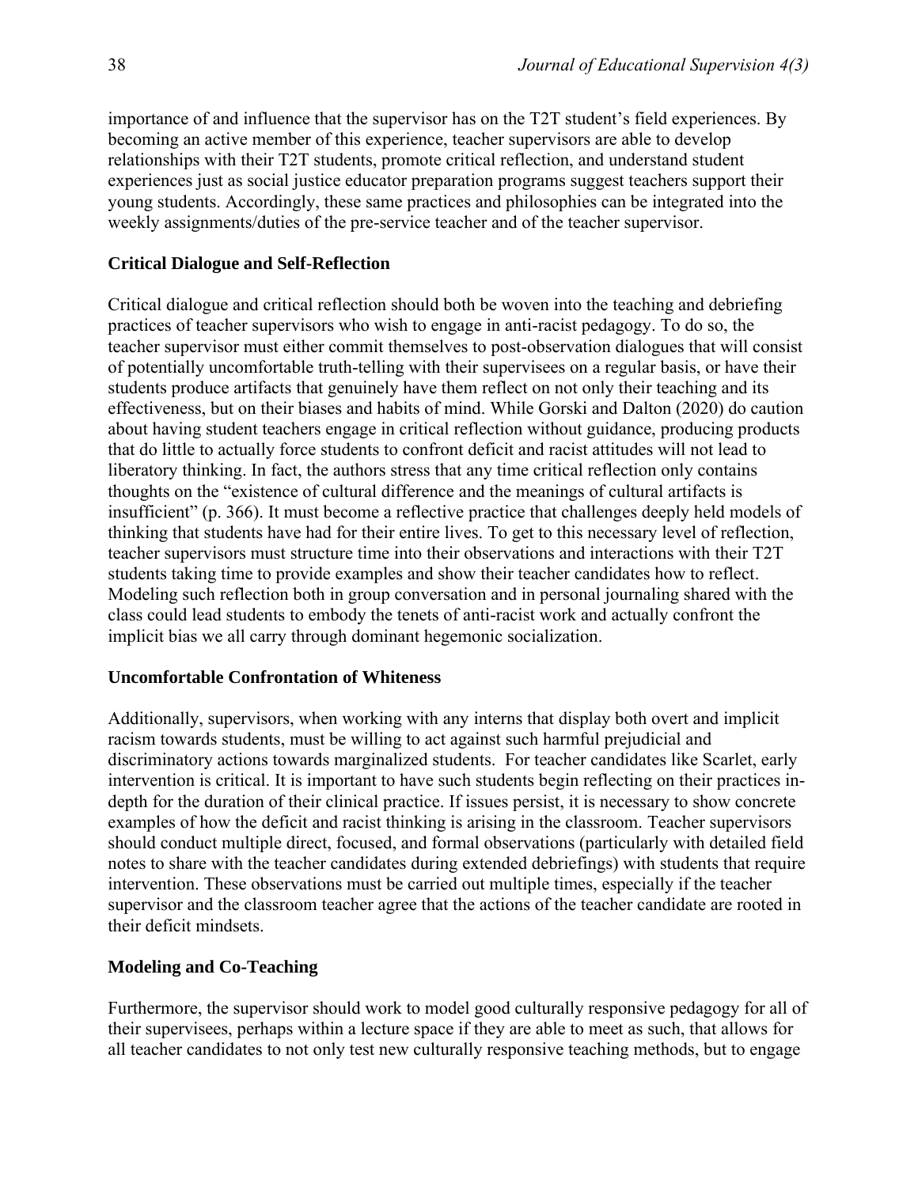importance of and influence that the supervisor has on the T2T student's field experiences. By becoming an active member of this experience, teacher supervisors are able to develop relationships with their T2T students, promote critical reflection, and understand student experiences just as social justice educator preparation programs suggest teachers support their young students. Accordingly, these same practices and philosophies can be integrated into the weekly assignments/duties of the pre-service teacher and of the teacher supervisor.

### Critical Dialogue and Self-Reflection

Critical dialogue and critical reflection should both be woven into the teaching and debriefing practices of teacher supervisors who wish to engage in anti-racist pedagogy. To do so, the teacher supervisor must either commit themselves to post-observation dialogues that will consist of potentially uncomfortable truth-telling with their supervisees on a regular basis, or have their students produce artifacts that genuinely have them reflect on not only their teaching and its effectiveness, but on their biases and habits of mind. While Gorski and Dalton (2020) do caution about having student teachers engage in critical reflection without guidance, producing products that do little to actually force students to confront deficit and racist attitudes will not lead to liberatory thinking. In fact, the authors stress that any time critical reflection only contains thoughts on the "existence of cultural difference and the meanings of cultural artifacts is insufficient" (p. 366). It must become a reflective practice that challenges deeply held models of thinking that students have had for their entire lives. To get to this necessary level of reflection, teacher supervisors must structure time into their observations and interactions with their T2T students taking time to provide examples and show their teacher candidates how to reflect. Modeling such reflection both in group conversation and in personal journaling shared with the class could lead students to embody the tenets of anti-racist work and actually confront the implicit bias we all carry through dominant hegemonic socialization.

### Uncomfortable Confrontation of Whiteness

Additionally, supervisors, when working with any interns that display both overt and implicit racism towards students, must be willing to act against such harmful prejudicial and discriminatory actions towards marginalized students. For teacher candidates like Scarlet, early intervention is critical. It is important to have such students begin reflecting on their practices in-depth for the duration of their clinical practice. If issues persist, it is necessary to show concrete examples of how the deficit and racist thinking is arising in the classroom. Teacher supervisors should conduct multiple direct, focused, and formal observations (particularly with detailed field notes to share with the teacher candidates during extended debriefings) with students that require intervention. These observations must be carried out multiple times, especially if the teacher supervisor and the classroom teacher agree that the actions of the teacher candidate are rooted in their deficit mindsets.

### Modeling and Co-Teaching

Furthermore, the supervisor should work to model good culturally responsive pedagogy for all of their supervisees, perhaps within a lecture space if they are able to meet as such, that allows for all teacher candidates to not only test new culturally responsive teaching methods, but to engage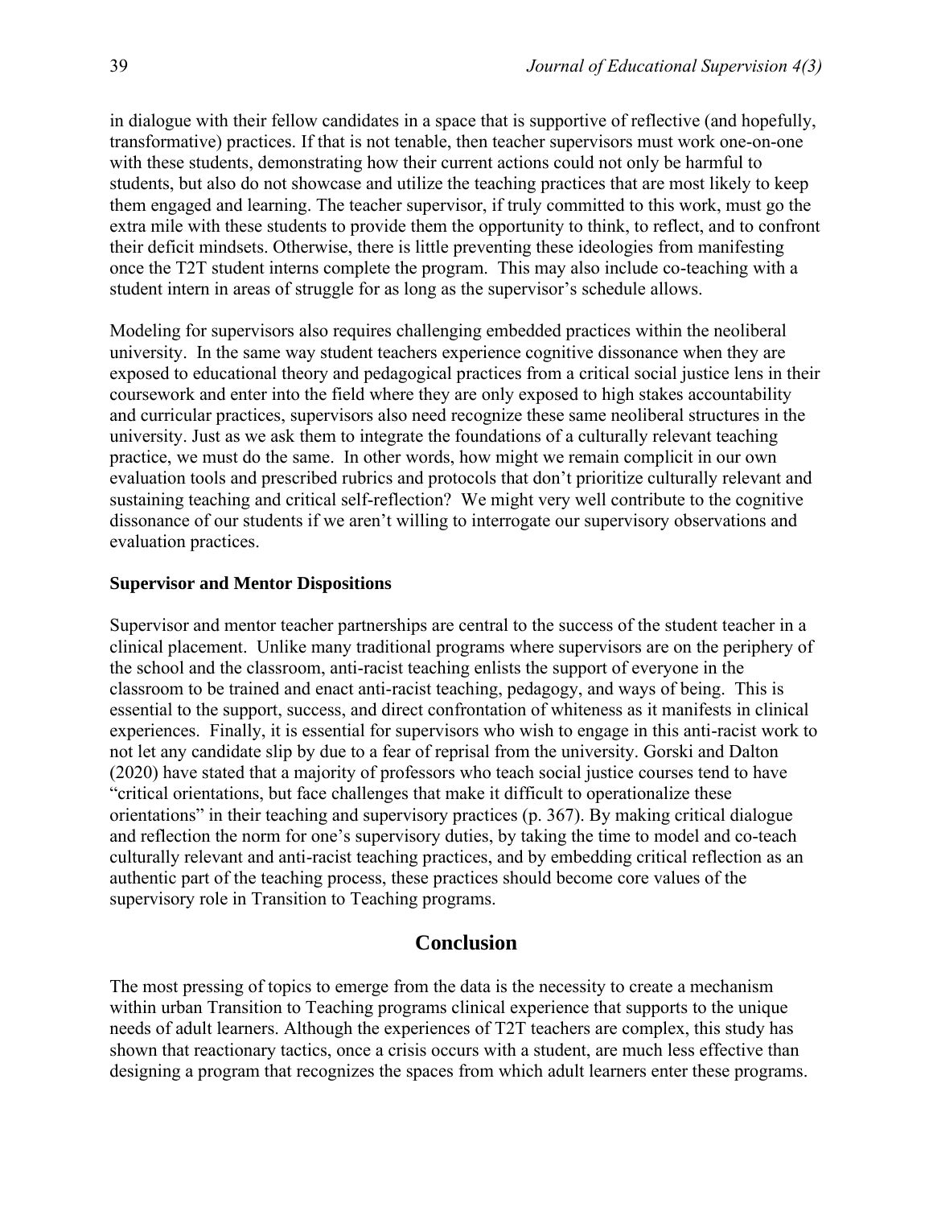in dialogue with their fellow candidates in a space that is supportive of reflective (and hopefully, transformative) practices. If that is not tenable, then teacher supervisors must work one-on-one with these students, demonstrating how their current actions could not only be harmful to students, but also do not showcase and utilize the teaching practices that are most likely to keep them engaged and learning. The teacher supervisor, if truly committed to this work, must go the extra mile with these students to provide them the opportunity to think, to reflect, and to confront their deficit mindsets. Otherwise, there is little preventing these ideologies from manifesting once the T2T student interns complete the program. This may also include co-teaching with a student intern in areas of struggle for as long as the supervisor's schedule allows.

Modeling for supervisors also requires challenging embedded practices within the neoliberal university. In the same way student teachers experience cognitive dissonance when they are exposed to educational theory and pedagogical practices from a critical social justice lens in their coursework and enter into the field where they are only exposed to high stakes accountability and curricular practices, supervisors also need recognize these same neoliberal structures in the university. Just as we ask them to integrate the foundations of a culturally relevant teaching practice, we must do the same. In other words, how might we remain complicit in our own evaluation tools and prescribed rubrics and protocols that don't prioritize culturally relevant and sustaining teaching and critical self-reflection? We might very well contribute to the cognitive dissonance of our students if we aren't willing to interrogate our supervisory observations and evaluation practices.

### Supervisor and Mentor Dispositions

Supervisor and mentor teacher partnerships are central to the success of the student teacher in a clinical placement. Unlike many traditional programs where supervisors are on the periphery of the school and the classroom, anti-racist teaching enlists the support of everyone in the classroom to be trained and enact anti-racist teaching, pedagogy, and ways of being. This is essential to the support, success, and direct confrontation of whiteness as it manifests in clinical experiences. Finally, it is essential for supervisors who wish to engage in this anti-racist work to not let any candidate slip by due to a fear of reprisal from the university. Gorski and Dalton (2020) have stated that a majority of professors who teach social justice courses tend to have "critical orientations, but face challenges that make it difficult to operationalize these orientations" in their teaching and supervisory practices (p. 367). By making critical dialogue and reflection the norm for one's supervisory duties, by taking the time to model and co-teach culturally relevant and anti-racist teaching practices, and by embedding critical reflection as an authentic part of the teaching process, these practices should become core values of the supervisory role in Transition to Teaching programs.

## Conclusion

The most pressing of topics to emerge from the data is the necessity to create a mechanism within urban Transition to Teaching programs clinical experience that supports to the unique needs of adult learners. Although the experiences of T2T teachers are complex, this study has shown that reactionary tactics, once a crisis occurs with a student, are much less effective than designing a program that recognizes the spaces from which adult learners enter these programs.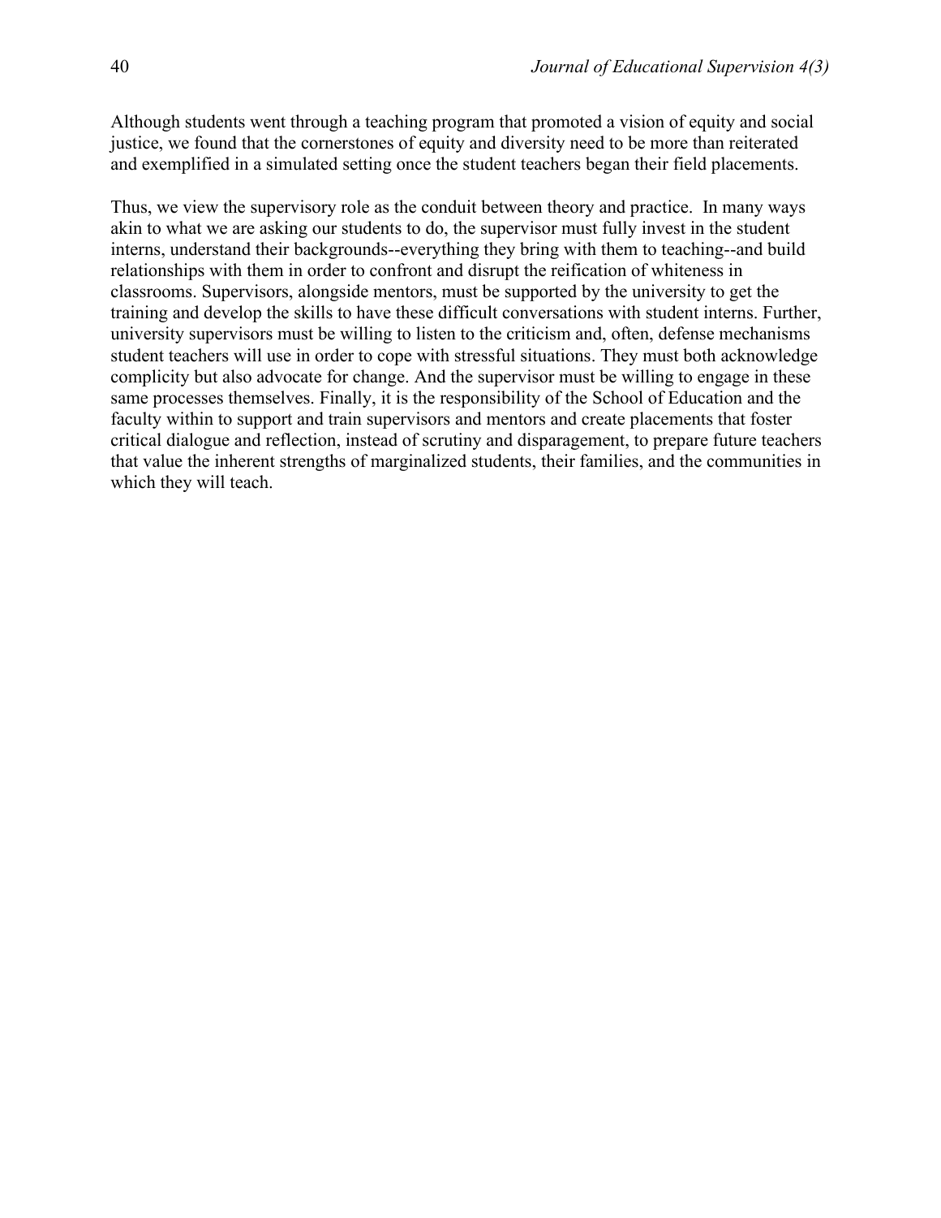Although students went through a teaching program that promoted a vision of equity and social justice, we found that the cornerstones of equity and diversity need to be more than reiterated and exemplified in a simulated setting once the student teachers began their field placements.

Thus, we view the supervisory role as the conduit between theory and practice. In many ways akin to what we are asking our students to do, the supervisor must fully invest in the student interns, understand their backgrounds--everything they bring with them to teaching--and build relationships with them in order to confront and disrupt the reification of whiteness in classrooms. Supervisors, alongside mentors, must be supported by the university to get the training and develop the skills to have these difficult conversations with student interns. Further, university supervisors must be willing to listen to the criticism and, often, defense mechanisms student teachers will use in order to cope with stressful situations. They must both acknowledge complicity but also advocate for change. And the supervisor must be willing to engage in these same processes themselves. Finally, it is the responsibility of the School of Education and the faculty within to support and train supervisors and mentors and create placements that foster critical dialogue and reflection, instead of scrutiny and disparagement, to prepare future teachers that value the inherent strengths of marginalized students, their families, and the communities in which they will teach.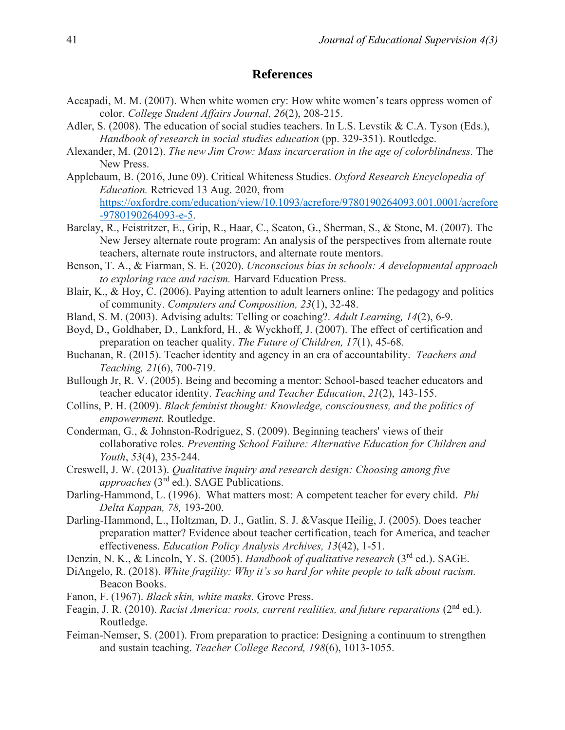## References

Accapadi, M. M. (2007). When white women cry: How white women's tears oppress women of color. *College Student Affairs Journal, 26*(2), 208-215.

Adler, S. (2008). The education of social studies teachers. In L.S. Levstik & C.A. Tyson (Eds.), *Handbook of research in social studies education* (pp. 329-351). Routledge.

Alexander, M. (2012). *The new Jim Crow: Mass incarceration in the age of colorblindness.* The New Press.

Applebaum, B. (2016, June 09). Critical Whiteness Studies. *Oxford Research Encyclopedia of Education.* Retrieved 13 Aug. 2020, from https://oxfordre.com/education/view/10.1093/acrefore/9780190264093.001.0001/acrefore-9780190264093-e-5.

Barclay, R., Feistritzer, E., Grip, R., Haar, C., Seaton, G., Sherman, S., & Stone, M. (2007). The New Jersey alternate route program: An analysis of the perspectives from alternate route teachers, alternate route instructors, and alternate route mentors.

Benson, T. A., & Fiarman, S. E. (2020). *Unconscious bias in schools: A developmental approach to exploring race and racism.* Harvard Education Press.

Blair, K., & Hoy, C. (2006). Paying attention to adult learners online: The pedagogy and politics of community. *Computers and Composition, 23*(1), 32-48.

Bland, S. M. (2003). Advising adults: Telling or coaching?. *Adult Learning, 14*(2), 6-9.

Boyd, D., Goldhaber, D., Lankford, H., & Wyckhoff, J. (2007). The effect of certification and preparation on teacher quality. *The Future of Children, 17*(1), 45-68.

Buchanan, R. (2015). Teacher identity and agency in an era of accountability. *Teachers and Teaching, 21*(6), 700-719.

Bullough Jr, R. V. (2005). Being and becoming a mentor: School-based teacher educators and teacher educator identity. *Teaching and Teacher Education*, *21*(2), 143-155.

Collins, P. H. (2009). *Black feminist thought: Knowledge, consciousness, and the politics of empowerment.* Routledge.

Conderman, G., & Johnston-Rodriguez, S. (2009). Beginning teachers' views of their collaborative roles. *Preventing School Failure: Alternative Education for Children and Youth*, *53*(4), 235-244.

Creswell, J. W. (2013). *Qualitative inquiry and research design: Choosing among five approaches* (3rd ed.). SAGE Publications.

Darling-Hammond, L. (1996). What matters most: A competent teacher for every child. *Phi Delta Kappan, 78,* 193-200.

Darling-Hammond, L., Holtzman, D. J., Gatlin, S. J. &Vasque Heilig, J. (2005). Does teacher preparation matter? Evidence about teacher certification, teach for America, and teacher effectiveness. *Education Policy Analysis Archives, 13*(42), 1-51.

Denzin, N. K., & Lincoln, Y. S. (2005). *Handbook of qualitative research* (3rd ed.). SAGE.

DiAngelo, R. (2018). *White fragility: Why it's so hard for white people to talk about racism.* Beacon Books.

Fanon, F. (1967). *Black skin, white masks.* Grove Press.

Feagin, J. R. (2010). *Racist America: roots, current realities, and future reparations* (2nd ed.). Routledge.

Feiman-Nemser, S. (2001). From preparation to practice: Designing a continuum to strengthen and sustain teaching. *Teacher College Record, 198*(6), 1013-1055.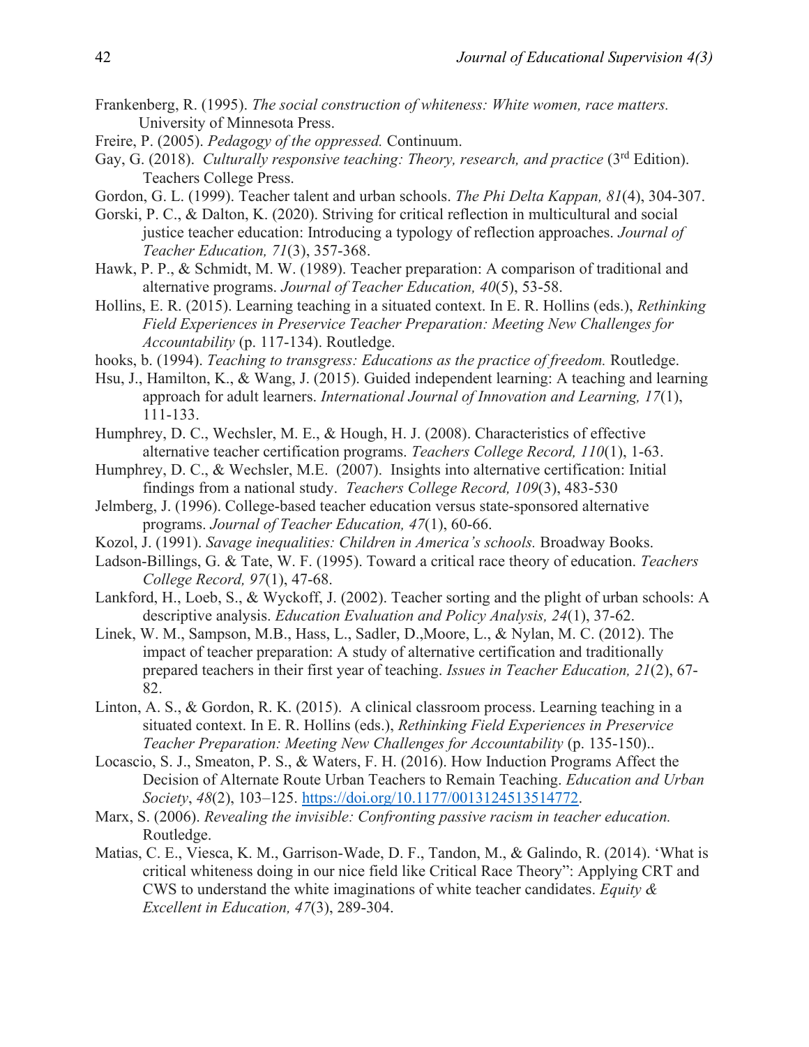Frankenberg, R. (1995). *The social construction of whiteness: White women, race matters.* University of Minnesota Press.

Freire, P. (2005). *Pedagogy of the oppressed.* Continuum.

Gay, G. (2018). *Culturally responsive teaching: Theory, research, and practice* (3rd Edition). Teachers College Press.

Gordon, G. L. (1999). Teacher talent and urban schools. *The Phi Delta Kappan, 81*(4), 304-307.

Gorski, P. C., & Dalton, K. (2020). Striving for critical reflection in multicultural and social justice teacher education: Introducing a typology of reflection approaches. *Journal of Teacher Education, 71*(3), 357-368.

Hawk, P. P., & Schmidt, M. W. (1989). Teacher preparation: A comparison of traditional and alternative programs. *Journal of Teacher Education, 40*(5), 53-58.

Hollins, E. R. (2015). Learning teaching in a situated context. In E. R. Hollins (eds.), *Rethinking Field Experiences in Preservice Teacher Preparation: Meeting New Challenges for Accountability* (p. 117-134). Routledge.

hooks, b. (1994). *Teaching to transgress: Educations as the practice of freedom.* Routledge.

Hsu, J., Hamilton, K., & Wang, J. (2015). Guided independent learning: A teaching and learning approach for adult learners. *International Journal of Innovation and Learning, 17*(1), 111-133.

Humphrey, D. C., Wechsler, M. E., & Hough, H. J. (2008). Characteristics of effective alternative teacher certification programs. *Teachers College Record, 110*(1), 1-63.

Humphrey, D. C., & Wechsler, M.E. (2007). Insights into alternative certification: Initial findings from a national study. *Teachers College Record, 109*(3), 483-530

Jelmberg, J. (1996). College-based teacher education versus state-sponsored alternative programs. *Journal of Teacher Education, 47*(1), 60-66.

Kozol, J. (1991). *Savage inequalities: Children in America's schools.* Broadway Books.

Ladson-Billings, G. & Tate, W. F. (1995). Toward a critical race theory of education. *Teachers College Record, 97*(1), 47-68.

Lankford, H., Loeb, S., & Wyckoff, J. (2002). Teacher sorting and the plight of urban schools: A descriptive analysis. *Education Evaluation and Policy Analysis, 24*(1), 37-62.

Linek, W. M., Sampson, M.B., Hass, L., Sadler, D.,Moore, L., & Nylan, M. C. (2012). The impact of teacher preparation: A study of alternative certification and traditionally prepared teachers in their first year of teaching. *Issues in Teacher Education, 21*(2), 67-82.

Linton, A. S., & Gordon, R. K. (2015). A clinical classroom process. Learning teaching in a situated context. In E. R. Hollins (eds.), *Rethinking Field Experiences in Preservice Teacher Preparation: Meeting New Challenges for Accountability* (p. 135-150)..

Locascio, S. J., Smeaton, P. S., & Waters, F. H. (2016). How Induction Programs Affect the Decision of Alternate Route Urban Teachers to Remain Teaching. *Education and Urban Society*, *48*(2), 103–125. https://doi.org/10.1177/0013124513514772.

Marx, S. (2006). *Revealing the invisible: Confronting passive racism in teacher education.* Routledge.

Matias, C. E., Viesca, K. M., Garrison-Wade, D. F., Tandon, M., & Galindo, R. (2014). 'What is critical whiteness doing in our nice field like Critical Race Theory": Applying CRT and CWS to understand the white imaginations of white teacher candidates. *Equity & Excellent in Education, 47*(3), 289-304.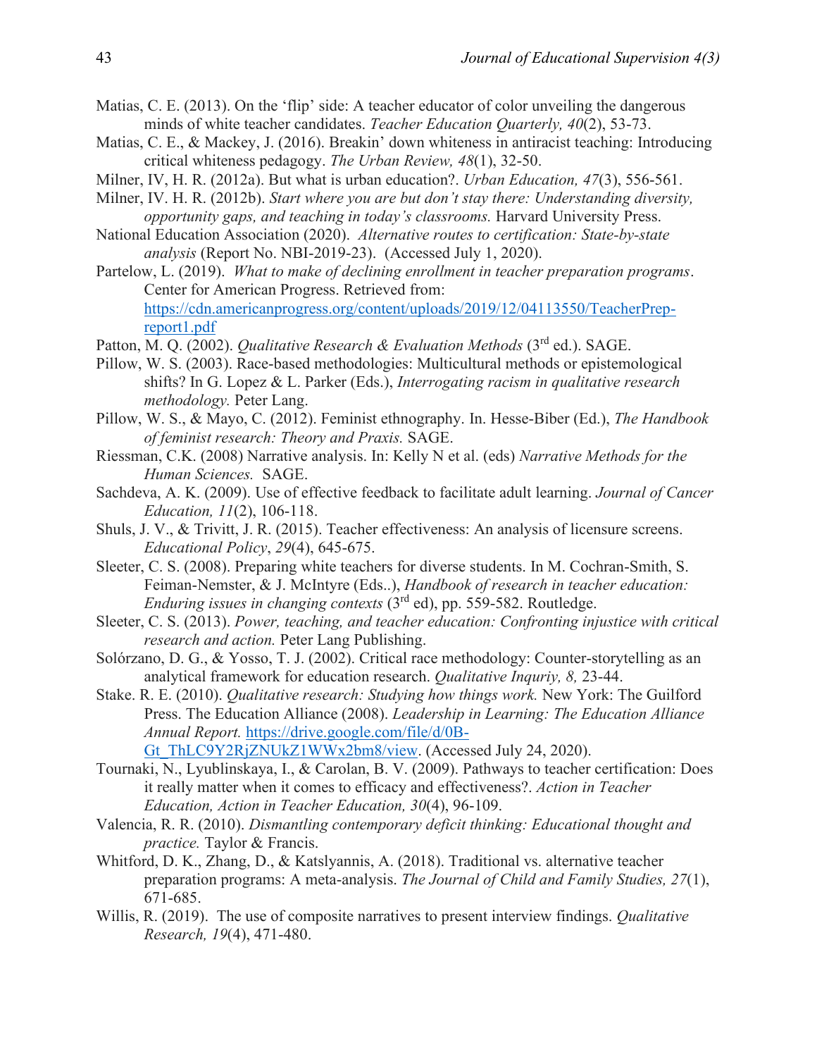Matias, C. E. (2013). On the 'flip' side: A teacher educator of color unveiling the dangerous minds of white teacher candidates. *Teacher Education Quarterly, 40*(2), 53-73.

Matias, C. E., & Mackey, J. (2016). Breakin' down whiteness in antiracist teaching: Introducing critical whiteness pedagogy. *The Urban Review, 48*(1), 32-50.

Milner, IV, H. R. (2012a). But what is urban education?. *Urban Education, 47*(3), 556-561.

Milner, IV. H. R. (2012b). *Start where you are but don't stay there: Understanding diversity, opportunity gaps, and teaching in today's classrooms.* Harvard University Press.

National Education Association (2020). *Alternative routes to certification: State-by-state analysis* (Report No. NBI-2019-23). (Accessed July 1, 2020).

Partelow, L. (2019). *What to make of declining enrollment in teacher preparation programs*. Center for American Progress. Retrieved from: [https://cdn.americanprogress.org/content/uploads/2019/12/04113550/TeacherPrep-report1.pdf](https://cdn.americanprogress.org/content/uploads/2019/12/04113550/TeacherPrep-report1.pdf)

Patton, M. Q. (2002). *Qualitative Research & Evaluation Methods* (3rd ed.). SAGE.

Pillow, W. S. (2003). Race-based methodologies: Multicultural methods or epistemological shifts? In G. Lopez & L. Parker (Eds.), *Interrogating racism in qualitative research methodology.* Peter Lang.

Pillow, W. S., & Mayo, C. (2012). Feminist ethnography. In. Hesse-Biber (Ed.), *The Handbook of feminist research: Theory and Praxis.* SAGE.

Riessman, C.K. (2008) Narrative analysis. In: Kelly N et al. (eds) *Narrative Methods for the Human Sciences.* SAGE.

Sachdeva, A. K. (2009). Use of effective feedback to facilitate adult learning. *Journal of Cancer Education, 11*(2), 106-118.

Shuls, J. V., & Trivitt, J. R. (2015). Teacher effectiveness: An analysis of licensure screens. *Educational Policy*, *29*(4), 645-675.

Sleeter, C. S. (2008). Preparing white teachers for diverse students. In M. Cochran-Smith, S. Feiman-Nemster, & J. McIntyre (Eds..), *Handbook of research in teacher education: Enduring issues in changing contexts* (3rd ed), pp. 559-582. Routledge.

Sleeter, C. S. (2013). *Power, teaching, and teacher education: Confronting injustice with critical research and action.* Peter Lang Publishing.

Solórzano, D. G., & Yosso, T. J. (2002). Critical race methodology: Counter-storytelling as an analytical framework for education research. *Qualitative Inquriy, 8,* 23-44.

Stake. R. E. (2010). *Qualitative research: Studying how things work.* New York: The Guilford Press. The Education Alliance (2008). *Leadership in Learning: The Education Alliance Annual Report.* [https://drive.google.com/file/d/0B-Gt_ThLC9Y2RjZNUkZ1WWx2bm8/view](https://drive.google.com/file/d/0B-Gt_ThLC9Y2RjZNUkZ1WWx2bm8/view). (Accessed July 24, 2020).

Tournaki, N., Lyublinskaya, I., & Carolan, B. V. (2009). Pathways to teacher certification: Does it really matter when it comes to efficacy and effectiveness?. *Action in Teacher Education, Action in Teacher Education, 30*(4), 96-109.

Valencia, R. R. (2010). *Dismantling contemporary deficit thinking: Educational thought and practice.* Taylor & Francis.

Whitford, D. K., Zhang, D., & Katslyannis, A. (2018). Traditional vs. alternative teacher preparation programs: A meta-analysis. *The Journal of Child and Family Studies, 27*(1), 671-685.

Willis, R. (2019). The use of composite narratives to present interview findings. *Qualitative Research, 19*(4), 471-480.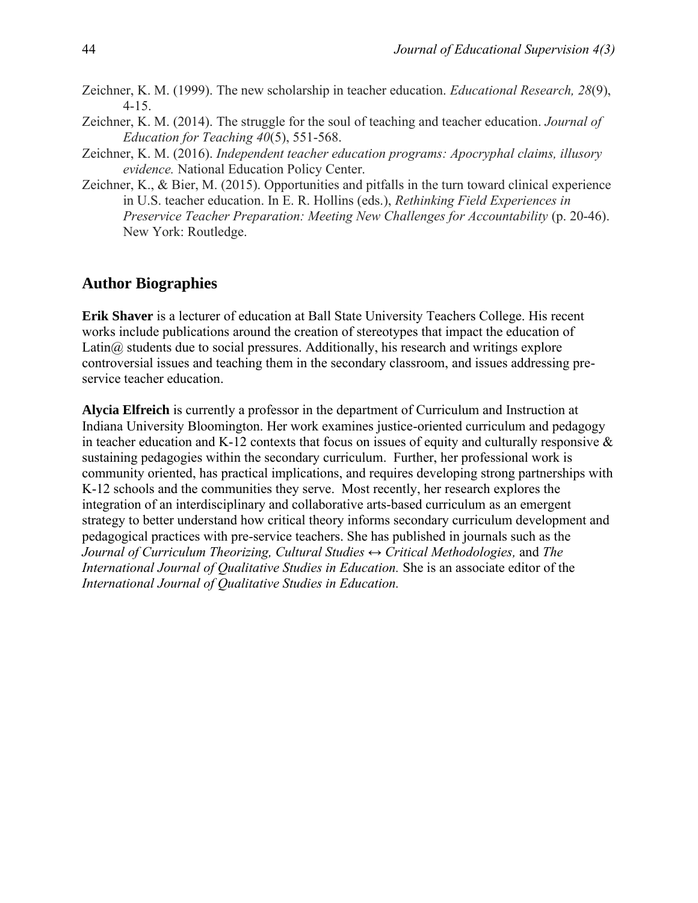Zeichner, K. M. (1999). The new scholarship in teacher education. *Educational Research, 28*(9), 4-15.

Zeichner, K. M. (2014). The struggle for the soul of teaching and teacher education. *Journal of Education for Teaching 40*(5), 551-568.

Zeichner, K. M. (2016). *Independent teacher education programs: Apocryphal claims, illusory evidence.* National Education Policy Center.

Zeichner, K., & Bier, M. (2015). Opportunities and pitfalls in the turn toward clinical experience in U.S. teacher education. In E. R. Hollins (eds.), *Rethinking Field Experiences in Preservice Teacher Preparation: Meeting New Challenges for Accountability* (p. 20-46). New York: Routledge.

## Author Biographies

**Erik Shaver** is a lecturer of education at Ball State University Teachers College. His recent works include publications around the creation of stereotypes that impact the education of Latin@ students due to social pressures. Additionally, his research and writings explore controversial issues and teaching them in the secondary classroom, and issues addressing pre-service teacher education.

**Alycia Elfreich** is currently a professor in the department of Curriculum and Instruction at Indiana University Bloomington. Her work examines justice-oriented curriculum and pedagogy in teacher education and K-12 contexts that focus on issues of equity and culturally responsive & sustaining pedagogies within the secondary curriculum. Further, her professional work is community oriented, has practical implications, and requires developing strong partnerships with K-12 schools and the communities they serve. Most recently, her research explores the integration of an interdisciplinary and collaborative arts-based curriculum as an emergent strategy to better understand how critical theory informs secondary curriculum development and pedagogical practices with pre-service teachers. She has published in journals such as the *Journal of Curriculum Theorizing, Cultural Studies ↔ Critical Methodologies,* and *The International Journal of Qualitative Studies in Education.* She is an associate editor of the *International Journal of Qualitative Studies in Education.*